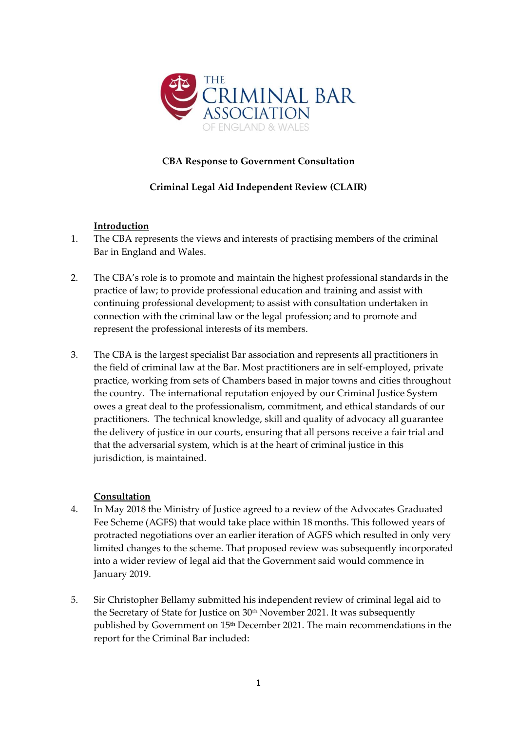THE CRIMINAL BAR ASSOCIATION OF ENGLAND & WALES

**CBA Response to Government Consultation**

**Criminal Legal Aid Independent Review (CLAIR)**

## Introduction

1. The CBA represents the views and interests of practising members of the criminal Bar in England and Wales.

2. The CBA's role is to promote and maintain the highest professional standards in the practice of law; to provide professional education and training and assist with continuing professional development; to assist with consultation undertaken in connection with the criminal law or the legal profession; and to promote and represent the professional interests of its members.

3. The CBA is the largest specialist Bar association and represents all practitioners in the field of criminal law at the Bar. Most practitioners are in self-employed, private practice, working from sets of Chambers based in major towns and cities throughout the country. The international reputation enjoyed by our Criminal Justice System owes a great deal to the professionalism, commitment, and ethical standards of our practitioners. The technical knowledge, skill and quality of advocacy all guarantee the delivery of justice in our courts, ensuring that all persons receive a fair trial and that the adversarial system, which is at the heart of criminal justice in this jurisdiction, is maintained.

## Consultation

4. In May 2018 the Ministry of Justice agreed to a review of the Advocates Graduated Fee Scheme (AGFS) that would take place within 18 months. This followed years of protracted negotiations over an earlier iteration of AGFS which resulted in only very limited changes to the scheme. That proposed review was subsequently incorporated into a wider review of legal aid that the Government said would commence in January 2019.

5. Sir Christopher Bellamy submitted his independent review of criminal legal aid to the Secretary of State for Justice on 30th November 2021. It was subsequently published by Government on 15th December 2021. The main recommendations in the report for the Criminal Bar included: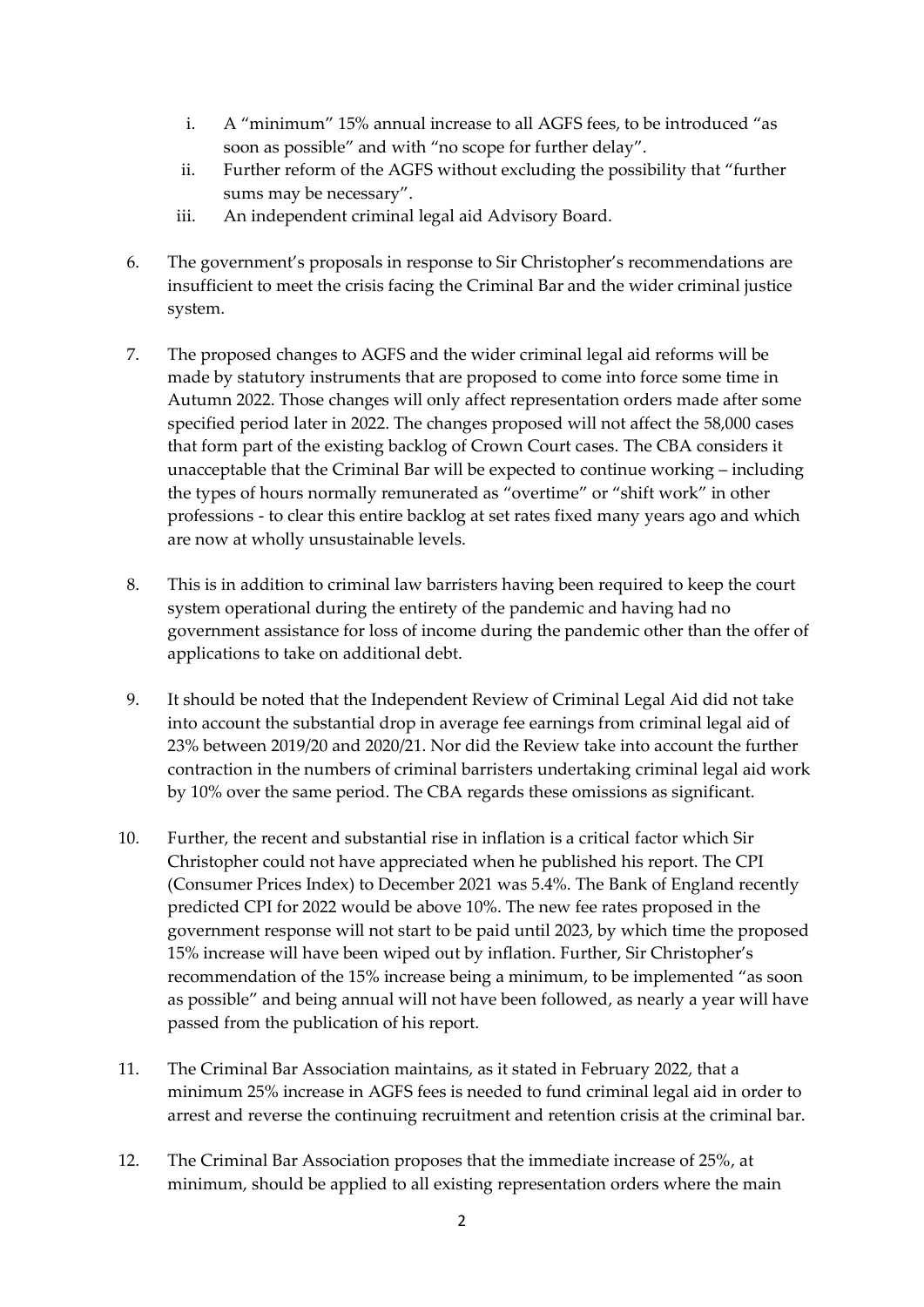i. A "minimum" 15% annual increase to all AGFS fees, to be introduced "as soon as possible" and with "no scope for further delay".
   ii. Further reform of the AGFS without excluding the possibility that "further sums may be necessary".
   iii. An independent criminal legal aid Advisory Board.

6. The government's proposals in response to Sir Christopher's recommendations are insufficient to meet the crisis facing the Criminal Bar and the wider criminal justice system.

7. The proposed changes to AGFS and the wider criminal legal aid reforms will be made by statutory instruments that are proposed to come into force some time in Autumn 2022. Those changes will only affect representation orders made after some specified period later in 2022. The changes proposed will not affect the 58,000 cases that form part of the existing backlog of Crown Court cases. The CBA considers it unacceptable that the Criminal Bar will be expected to continue working – including the types of hours normally remunerated as "overtime" or "shift work" in other professions - to clear this entire backlog at set rates fixed many years ago and which are now at wholly unsustainable levels.

8. This is in addition to criminal law barristers having been required to keep the court system operational during the entirety of the pandemic and having had no government assistance for loss of income during the pandemic other than the offer of applications to take on additional debt.

9. It should be noted that the Independent Review of Criminal Legal Aid did not take into account the substantial drop in average fee earnings from criminal legal aid of 23% between 2019/20 and 2020/21. Nor did the Review take into account the further contraction in the numbers of criminal barristers undertaking criminal legal aid work by 10% over the same period. The CBA regards these omissions as significant.

10. Further, the recent and substantial rise in inflation is a critical factor which Sir Christopher could not have appreciated when he published his report. The CPI (Consumer Prices Index) to December 2021 was 5.4%. The Bank of England recently predicted CPI for 2022 would be above 10%. The new fee rates proposed in the government response will not start to be paid until 2023, by which time the proposed 15% increase will have been wiped out by inflation. Further, Sir Christopher's recommendation of the 15% increase being a minimum, to be implemented "as soon as possible" and being annual will not have been followed, as nearly a year will have passed from the publication of his report.

11. The Criminal Bar Association maintains, as it stated in February 2022, that a minimum 25% increase in AGFS fees is needed to fund criminal legal aid in order to arrest and reverse the continuing recruitment and retention crisis at the criminal bar.

12. The Criminal Bar Association proposes that the immediate increase of 25%, at minimum, should be applied to all existing representation orders where the main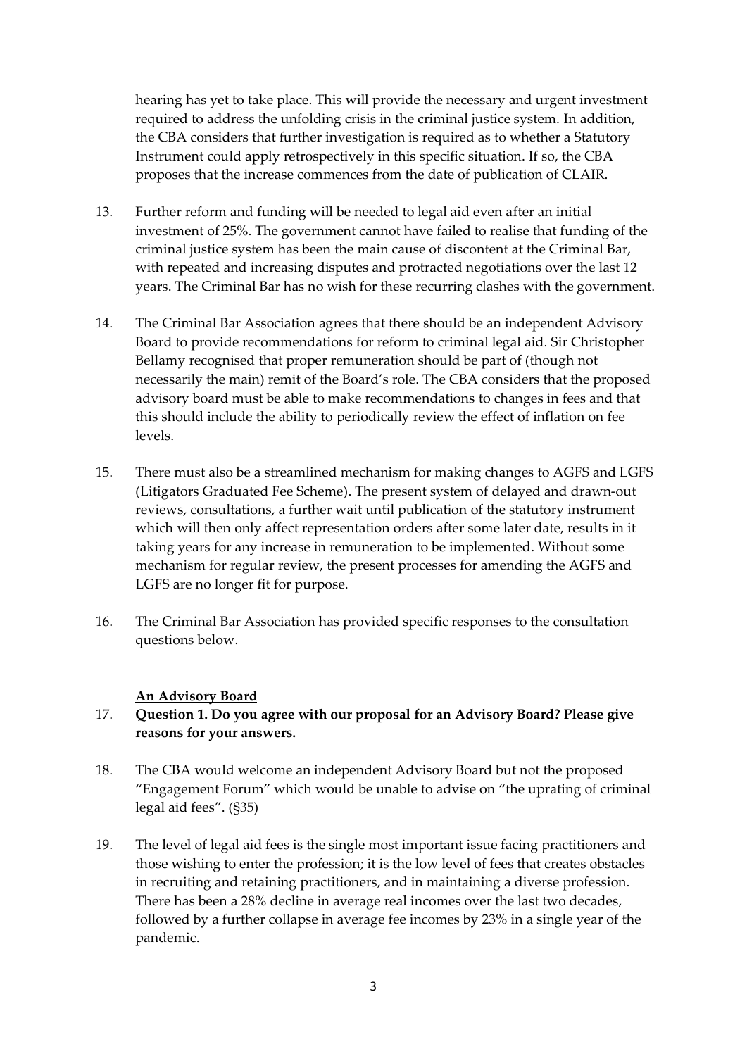hearing has yet to take place. This will provide the necessary and urgent investment required to address the unfolding crisis in the criminal justice system. In addition, the CBA considers that further investigation is required as to whether a Statutory Instrument could apply retrospectively in this specific situation. If so, the CBA proposes that the increase commences from the date of publication of CLAIR.

13. Further reform and funding will be needed to legal aid even after an initial investment of 25%. The government cannot have failed to realise that funding of the criminal justice system has been the main cause of discontent at the Criminal Bar, with repeated and increasing disputes and protracted negotiations over the last 12 years. The Criminal Bar has no wish for these recurring clashes with the government.

14. The Criminal Bar Association agrees that there should be an independent Advisory Board to provide recommendations for reform to criminal legal aid. Sir Christopher Bellamy recognised that proper remuneration should be part of (though not necessarily the main) remit of the Board's role. The CBA considers that the proposed advisory board must be able to make recommendations to changes in fees and that this should include the ability to periodically review the effect of inflation on fee levels.

15. There must also be a streamlined mechanism for making changes to AGFS and LGFS (Litigators Graduated Fee Scheme). The present system of delayed and drawn-out reviews, consultations, a further wait until publication of the statutory instrument which will then only affect representation orders after some later date, results in it taking years for any increase in remuneration to be implemented. Without some mechanism for regular review, the present processes for amending the AGFS and LGFS are no longer fit for purpose.

16. The Criminal Bar Association has provided specific responses to the consultation questions below.

**An Advisory Board**

17. **Question 1. Do you agree with our proposal for an Advisory Board? Please give reasons for your answers.**

18. The CBA would welcome an independent Advisory Board but not the proposed "Engagement Forum" which would be unable to advise on "the uprating of criminal legal aid fees". (§35)

19. The level of legal aid fees is the single most important issue facing practitioners and those wishing to enter the profession; it is the low level of fees that creates obstacles in recruiting and retaining practitioners, and in maintaining a diverse profession. There has been a 28% decline in average real incomes over the last two decades, followed by a further collapse in average fee incomes by 23% in a single year of the pandemic.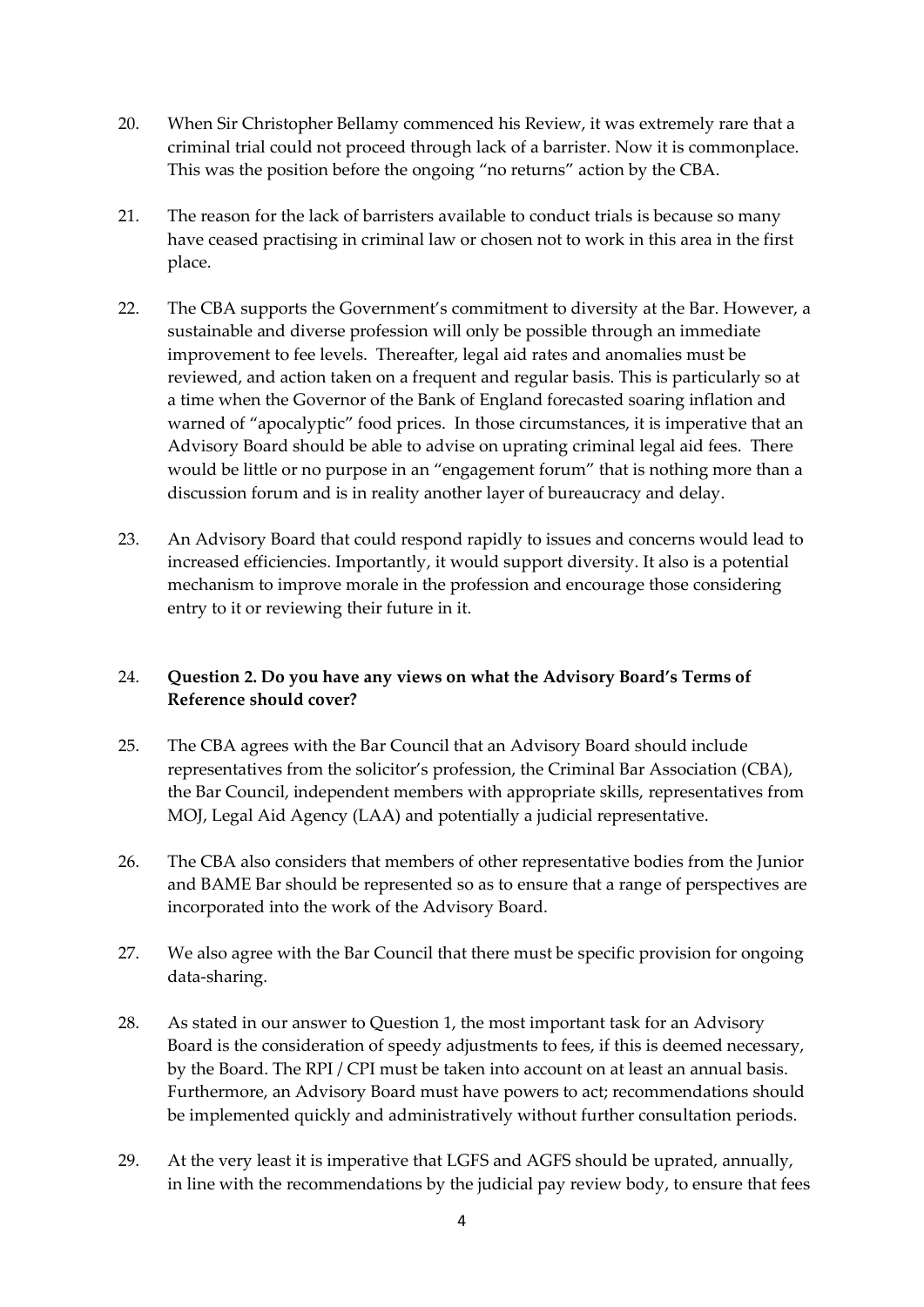20. When Sir Christopher Bellamy commenced his Review, it was extremely rare that a criminal trial could not proceed through lack of a barrister. Now it is commonplace. This was the position before the ongoing "no returns" action by the CBA.

21. The reason for the lack of barristers available to conduct trials is because so many have ceased practising in criminal law or chosen not to work in this area in the first place.

22. The CBA supports the Government's commitment to diversity at the Bar. However, a sustainable and diverse profession will only be possible through an immediate improvement to fee levels. Thereafter, legal aid rates and anomalies must be reviewed, and action taken on a frequent and regular basis. This is particularly so at a time when the Governor of the Bank of England forecasted soaring inflation and warned of "apocalyptic" food prices. In those circumstances, it is imperative that an Advisory Board should be able to advise on uprating criminal legal aid fees. There would be little or no purpose in an "engagement forum" that is nothing more than a discussion forum and is in reality another layer of bureaucracy and delay.

23. An Advisory Board that could respond rapidly to issues and concerns would lead to increased efficiencies. Importantly, it would support diversity. It also is a potential mechanism to improve morale in the profession and encourage those considering entry to it or reviewing their future in it.

24. **Question 2. Do you have any views on what the Advisory Board's Terms of Reference should cover?**

25. The CBA agrees with the Bar Council that an Advisory Board should include representatives from the solicitor's profession, the Criminal Bar Association (CBA), the Bar Council, independent members with appropriate skills, representatives from MOJ, Legal Aid Agency (LAA) and potentially a judicial representative.

26. The CBA also considers that members of other representative bodies from the Junior and BAME Bar should be represented so as to ensure that a range of perspectives are incorporated into the work of the Advisory Board.

27. We also agree with the Bar Council that there must be specific provision for ongoing data-sharing.

28. As stated in our answer to Question 1, the most important task for an Advisory Board is the consideration of speedy adjustments to fees, if this is deemed necessary, by the Board. The RPI / CPI must be taken into account on at least an annual basis. Furthermore, an Advisory Board must have powers to act; recommendations should be implemented quickly and administratively without further consultation periods.

29. At the very least it is imperative that LGFS and AGFS should be uprated, annually, in line with the recommendations by the judicial pay review body, to ensure that fees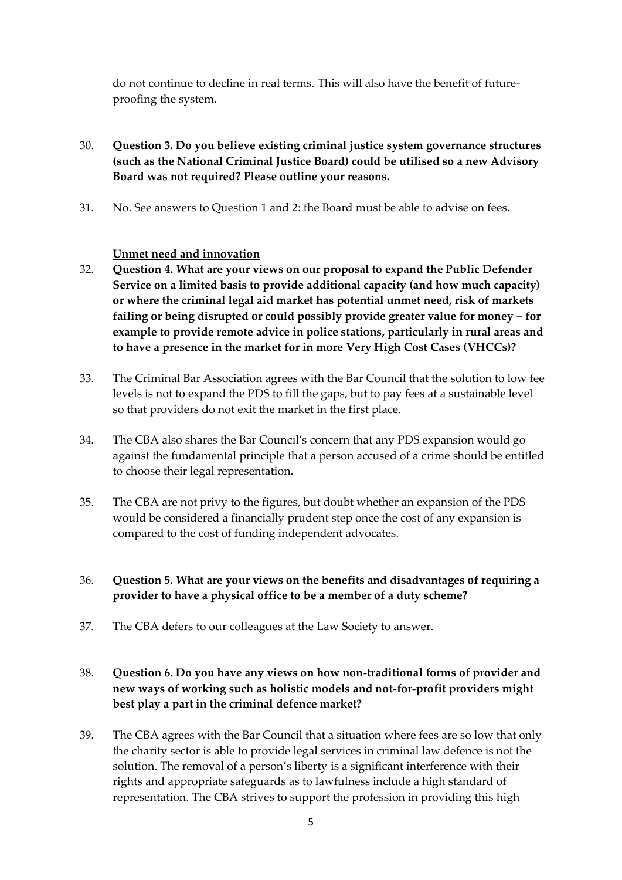do not continue to decline in real terms. This will also have the benefit of future-proofing the system.

30. **Question 3. Do you believe existing criminal justice system governance structures (such as the National Criminal Justice Board) could be utilised so a new Advisory Board was not required? Please outline your reasons.**

31. No. See answers to Question 1 and 2: the Board must be able to advise on fees.

**Unmet need and innovation**

32. **Question 4. What are your views on our proposal to expand the Public Defender Service on a limited basis to provide additional capacity (and how much capacity) or where the criminal legal aid market has potential unmet need, risk of markets failing or being disrupted or could possibly provide greater value for money – for example to provide remote advice in police stations, particularly in rural areas and to have a presence in the market for in more Very High Cost Cases (VHCCs)?**

33. The Criminal Bar Association agrees with the Bar Council that the solution to low fee levels is not to expand the PDS to fill the gaps, but to pay fees at a sustainable level so that providers do not exit the market in the first place.

34. The CBA also shares the Bar Council's concern that any PDS expansion would go against the fundamental principle that a person accused of a crime should be entitled to choose their legal representation.

35. The CBA are not privy to the figures, but doubt whether an expansion of the PDS would be considered a financially prudent step once the cost of any expansion is compared to the cost of funding independent advocates.

36. **Question 5. What are your views on the benefits and disadvantages of requiring a provider to have a physical office to be a member of a duty scheme?**

37. The CBA defers to our colleagues at the Law Society to answer.

38. **Question 6. Do you have any views on how non-traditional forms of provider and new ways of working such as holistic models and not-for-profit providers might best play a part in the criminal defence market?**

39. The CBA agrees with the Bar Council that a situation where fees are so low that only the charity sector is able to provide legal services in criminal law defence is not the solution. The removal of a person's liberty is a significant interference with their rights and appropriate safeguards as to lawfulness include a high standard of representation. The CBA strives to support the profession in providing this high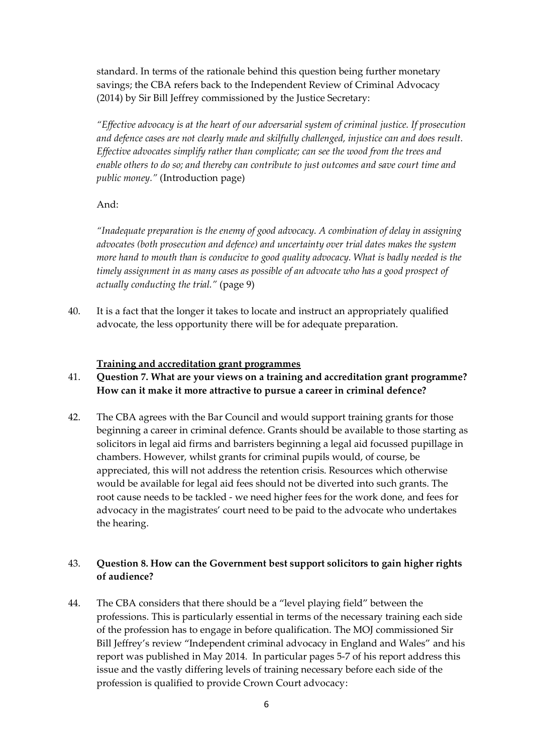standard. In terms of the rationale behind this question being further monetary savings; the CBA refers back to the Independent Review of Criminal Advocacy (2014) by Sir Bill Jeffrey commissioned by the Justice Secretary:

*"Effective advocacy is at the heart of our adversarial system of criminal justice. If prosecution and defence cases are not clearly made and skilfully challenged, injustice can and does result. Effective advocates simplify rather than complicate; can see the wood from the trees and enable others to do so; and thereby can contribute to just outcomes and save court time and public money."* (Introduction page)

And:

*"Inadequate preparation is the enemy of good advocacy. A combination of delay in assigning advocates (both prosecution and defence) and uncertainty over trial dates makes the system more hand to mouth than is conducive to good quality advocacy. What is badly needed is the timely assignment in as many cases as possible of an advocate who has a good prospect of actually conducting the trial."* (page 9)

40. It is a fact that the longer it takes to locate and instruct an appropriately qualified advocate, the less opportunity there will be for adequate preparation.

**Training and accreditation grant programmes**

41. **Question 7. What are your views on a training and accreditation grant programme? How can it make it more attractive to pursue a career in criminal defence?**

42. The CBA agrees with the Bar Council and would support training grants for those beginning a career in criminal defence. Grants should be available to those starting as solicitors in legal aid firms and barristers beginning a legal aid focussed pupillage in chambers. However, whilst grants for criminal pupils would, of course, be appreciated, this will not address the retention crisis. Resources which otherwise would be available for legal aid fees should not be diverted into such grants. The root cause needs to be tackled - we need higher fees for the work done, and fees for advocacy in the magistrates' court need to be paid to the advocate who undertakes the hearing.

43. **Question 8. How can the Government best support solicitors to gain higher rights of audience?**

44. The CBA considers that there should be a "level playing field" between the professions. This is particularly essential in terms of the necessary training each side of the profession has to engage in before qualification. The MOJ commissioned Sir Bill Jeffrey's review "Independent criminal advocacy in England and Wales" and his report was published in May 2014. In particular pages 5-7 of his report address this issue and the vastly differing levels of training necessary before each side of the profession is qualified to provide Crown Court advocacy: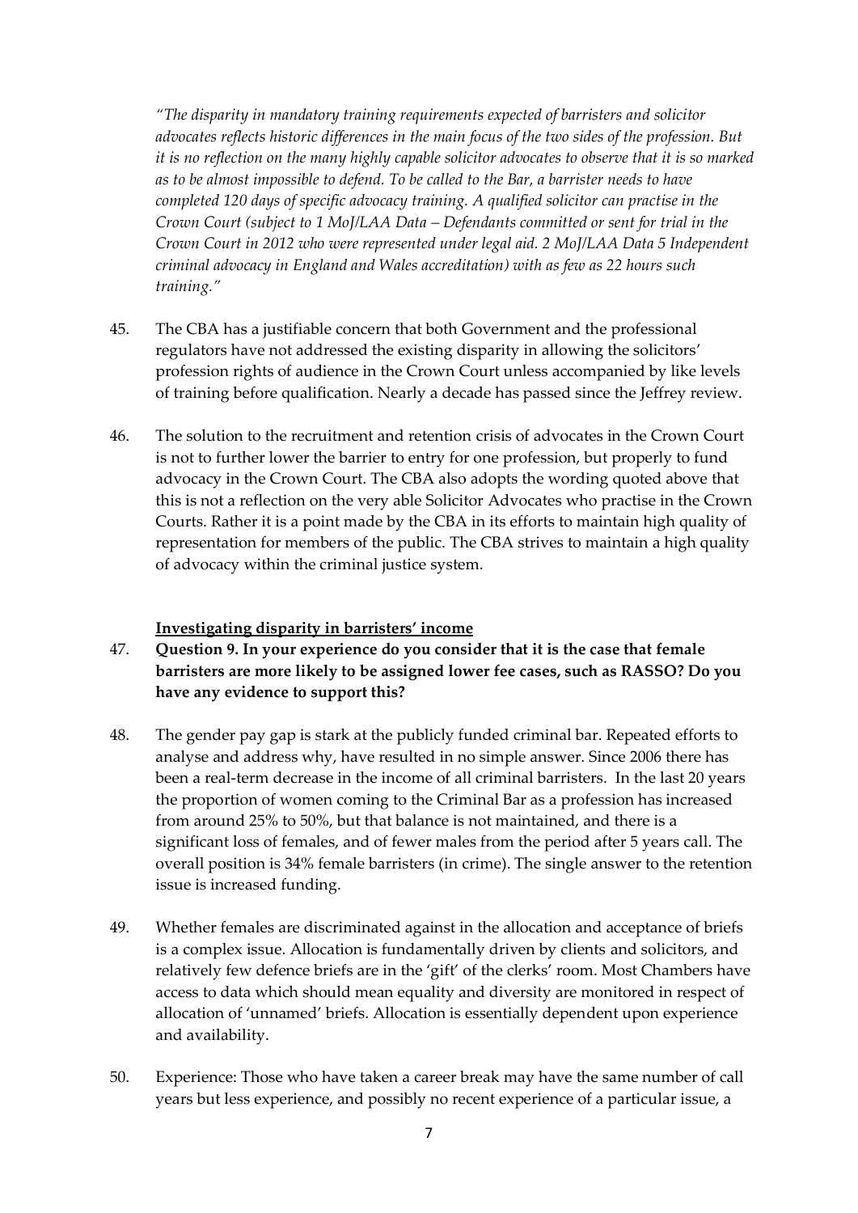*"The disparity in mandatory training requirements expected of barristers and solicitor advocates reflects historic differences in the main focus of the two sides of the profession. But it is no reflection on the many highly capable solicitor advocates to observe that it is so marked as to be almost impossible to defend. To be called to the Bar, a barrister needs to have completed 120 days of specific advocacy training. A qualified solicitor can practise in the Crown Court (subject to 1 MoJ/LAA Data – Defendants committed or sent for trial in the Crown Court in 2012 who were represented under legal aid. 2 MoJ/LAA Data 5 Independent criminal advocacy in England and Wales accreditation) with as few as 22 hours such training."*

45. The CBA has a justifiable concern that both Government and the professional regulators have not addressed the existing disparity in allowing the solicitors' profession rights of audience in the Crown Court unless accompanied by like levels of training before qualification. Nearly a decade has passed since the Jeffrey review.

46. The solution to the recruitment and retention crisis of advocates in the Crown Court is not to further lower the barrier to entry for one profession, but properly to fund advocacy in the Crown Court. The CBA also adopts the wording quoted above that this is not a reflection on the very able Solicitor Advocates who practise in the Crown Courts. Rather it is a point made by the CBA in its efforts to maintain high quality of representation for members of the public. The CBA strives to maintain a high quality of advocacy within the criminal justice system.

**<u>Investigating disparity in barristers' income</u>**

47. **Question 9. In your experience do you consider that it is the case that female barristers are more likely to be assigned lower fee cases, such as RASSO? Do you have any evidence to support this?**

48. The gender pay gap is stark at the publicly funded criminal bar. Repeated efforts to analyse and address why, have resulted in no simple answer. Since 2006 there has been a real-term decrease in the income of all criminal barristers. In the last 20 years the proportion of women coming to the Criminal Bar as a profession has increased from around 25% to 50%, but that balance is not maintained, and there is a significant loss of females, and of fewer males from the period after 5 years call. The overall position is 34% female barristers (in crime). The single answer to the retention issue is increased funding.

49. Whether females are discriminated against in the allocation and acceptance of briefs is a complex issue. Allocation is fundamentally driven by clients and solicitors, and relatively few defence briefs are in the 'gift' of the clerks' room. Most Chambers have access to data which should mean equality and diversity are monitored in respect of allocation of 'unnamed' briefs. Allocation is essentially dependent upon experience and availability.

50. Experience: Those who have taken a career break may have the same number of call years but less experience, and possibly no recent experience of a particular issue, a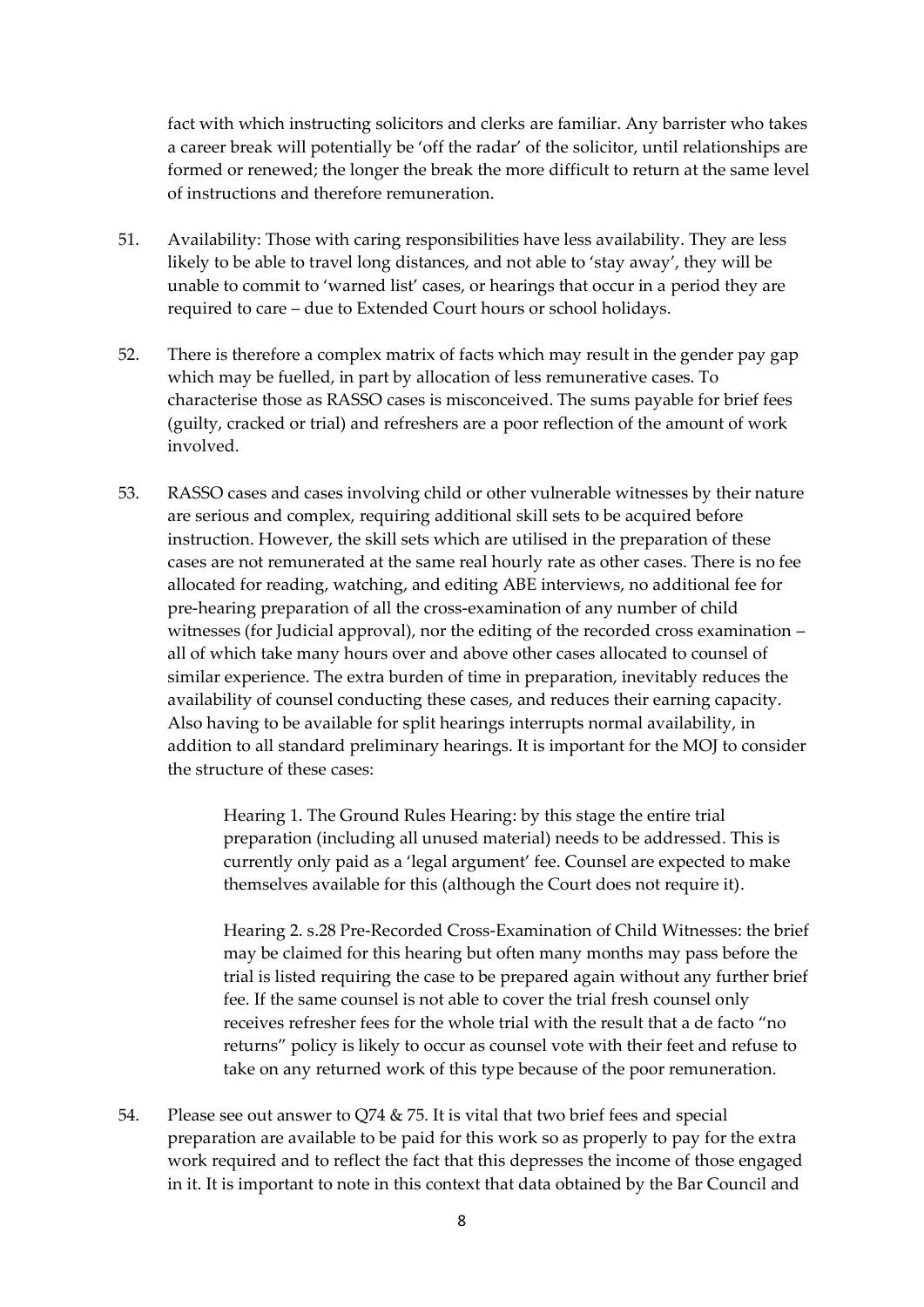fact with which instructing solicitors and clerks are familiar. Any barrister who takes a career break will potentially be 'off the radar' of the solicitor, until relationships are formed or renewed; the longer the break the more difficult to return at the same level of instructions and therefore remuneration.

51. Availability: Those with caring responsibilities have less availability. They are less likely to be able to travel long distances, and not able to 'stay away', they will be unable to commit to 'warned list' cases, or hearings that occur in a period they are required to care – due to Extended Court hours or school holidays.

52. There is therefore a complex matrix of facts which may result in the gender pay gap which may be fuelled, in part by allocation of less remunerative cases. To characterise those as RASSO cases is misconceived. The sums payable for brief fees (guilty, cracked or trial) and refreshers are a poor reflection of the amount of work involved.

53. RASSO cases and cases involving child or other vulnerable witnesses by their nature are serious and complex, requiring additional skill sets to be acquired before instruction. However, the skill sets which are utilised in the preparation of these cases are not remunerated at the same real hourly rate as other cases. There is no fee allocated for reading, watching, and editing ABE interviews, no additional fee for pre-hearing preparation of all the cross-examination of any number of child witnesses (for Judicial approval), nor the editing of the recorded cross examination – all of which take many hours over and above other cases allocated to counsel of similar experience. The extra burden of time in preparation, inevitably reduces the availability of counsel conducting these cases, and reduces their earning capacity. Also having to be available for split hearings interrupts normal availability, in addition to all standard preliminary hearings. It is important for the MOJ to consider the structure of these cases:

    Hearing 1. The Ground Rules Hearing: by this stage the entire trial preparation (including all unused material) needs to be addressed. This is currently only paid as a 'legal argument' fee. Counsel are expected to make themselves available for this (although the Court does not require it).

    Hearing 2. s.28 Pre-Recorded Cross-Examination of Child Witnesses: the brief may be claimed for this hearing but often many months may pass before the trial is listed requiring the case to be prepared again without any further brief fee. If the same counsel is not able to cover the trial fresh counsel only receives refresher fees for the whole trial with the result that a de facto "no returns" policy is likely to occur as counsel vote with their feet and refuse to take on any returned work of this type because of the poor remuneration.

54. Please see out answer to Q74 & 75. It is vital that two brief fees and special preparation are available to be paid for this work so as properly to pay for the extra work required and to reflect the fact that this depresses the income of those engaged in it. It is important to note in this context that data obtained by the Bar Council and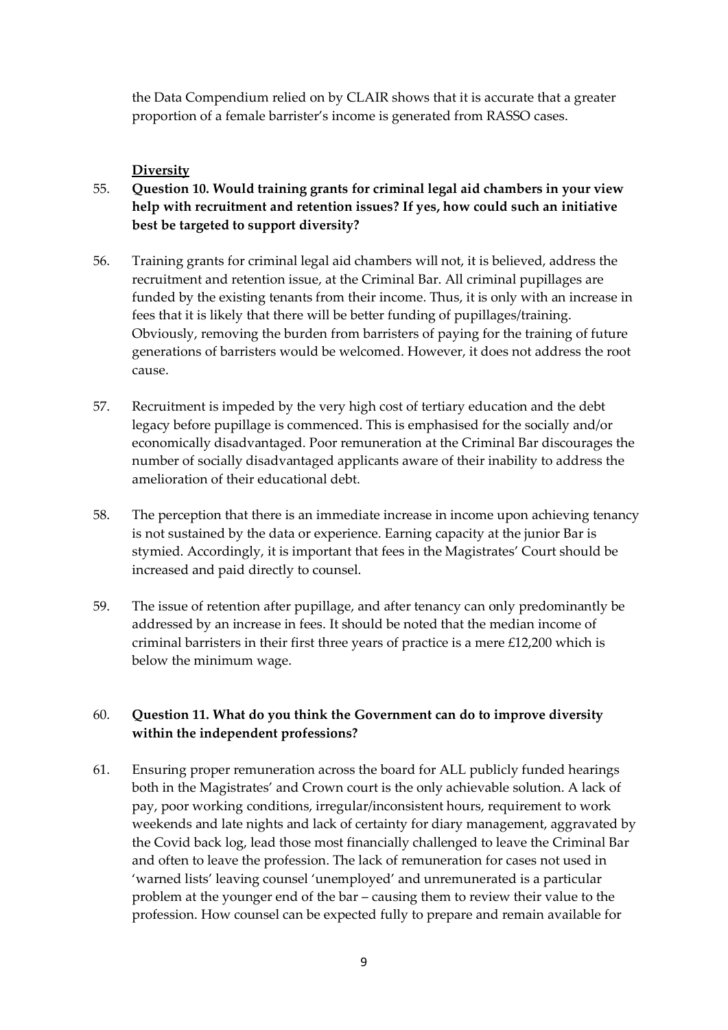the Data Compendium relied on by CLAIR shows that it is accurate that a greater proportion of a female barrister's income is generated from RASSO cases.

**Diversity**

55. **Question 10. Would training grants for criminal legal aid chambers in your view help with recruitment and retention issues? If yes, how could such an initiative best be targeted to support diversity?**

56. Training grants for criminal legal aid chambers will not, it is believed, address the recruitment and retention issue, at the Criminal Bar. All criminal pupillages are funded by the existing tenants from their income. Thus, it is only with an increase in fees that it is likely that there will be better funding of pupillages/training. Obviously, removing the burden from barristers of paying for the training of future generations of barristers would be welcomed. However, it does not address the root cause.

57. Recruitment is impeded by the very high cost of tertiary education and the debt legacy before pupillage is commenced. This is emphasised for the socially and/or economically disadvantaged. Poor remuneration at the Criminal Bar discourages the number of socially disadvantaged applicants aware of their inability to address the amelioration of their educational debt.

58. The perception that there is an immediate increase in income upon achieving tenancy is not sustained by the data or experience. Earning capacity at the junior Bar is stymied. Accordingly, it is important that fees in the Magistrates' Court should be increased and paid directly to counsel.

59. The issue of retention after pupillage, and after tenancy can only predominantly be addressed by an increase in fees. It should be noted that the median income of criminal barristers in their first three years of practice is a mere £12,200 which is below the minimum wage.

60. **Question 11. What do you think the Government can do to improve diversity within the independent professions?**

61. Ensuring proper remuneration across the board for ALL publicly funded hearings both in the Magistrates' and Crown court is the only achievable solution. A lack of pay, poor working conditions, irregular/inconsistent hours, requirement to work weekends and late nights and lack of certainty for diary management, aggravated by the Covid back log, lead those most financially challenged to leave the Criminal Bar and often to leave the profession. The lack of remuneration for cases not used in 'warned lists' leaving counsel 'unemployed' and unremunerated is a particular problem at the younger end of the bar – causing them to review their value to the profession. How counsel can be expected fully to prepare and remain available for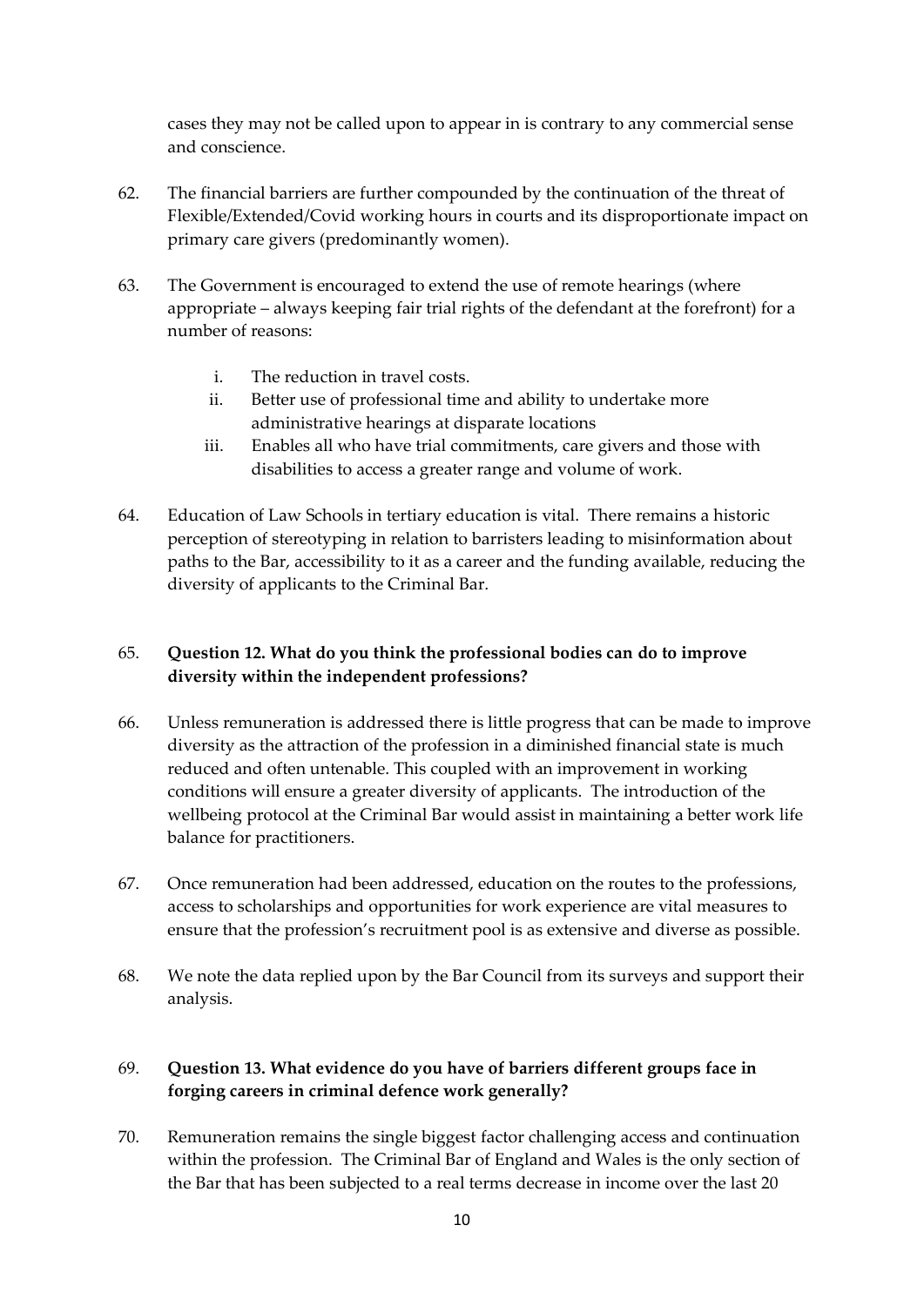cases they may not be called upon to appear in is contrary to any commercial sense and conscience.

62. The financial barriers are further compounded by the continuation of the threat of Flexible/Extended/Covid working hours in courts and its disproportionate impact on primary care givers (predominantly women).

63. The Government is encouraged to extend the use of remote hearings (where appropriate – always keeping fair trial rights of the defendant at the forefront) for a number of reasons:

    i. The reduction in travel costs.
    ii. Better use of professional time and ability to undertake more administrative hearings at disparate locations
    iii. Enables all who have trial commitments, care givers and those with disabilities to access a greater range and volume of work.

64. Education of Law Schools in tertiary education is vital. There remains a historic perception of stereotyping in relation to barristers leading to misinformation about paths to the Bar, accessibility to it as a career and the funding available, reducing the diversity of applicants to the Criminal Bar.

65. **Question 12. What do you think the professional bodies can do to improve diversity within the independent professions?**

66. Unless remuneration is addressed there is little progress that can be made to improve diversity as the attraction of the profession in a diminished financial state is much reduced and often untenable. This coupled with an improvement in working conditions will ensure a greater diversity of applicants. The introduction of the wellbeing protocol at the Criminal Bar would assist in maintaining a better work life balance for practitioners.

67. Once remuneration had been addressed, education on the routes to the professions, access to scholarships and opportunities for work experience are vital measures to ensure that the profession's recruitment pool is as extensive and diverse as possible.

68. We note the data replied upon by the Bar Council from its surveys and support their analysis.

69. **Question 13. What evidence do you have of barriers different groups face in forging careers in criminal defence work generally?**

70. Remuneration remains the single biggest factor challenging access and continuation within the profession. The Criminal Bar of England and Wales is the only section of the Bar that has been subjected to a real terms decrease in income over the last 20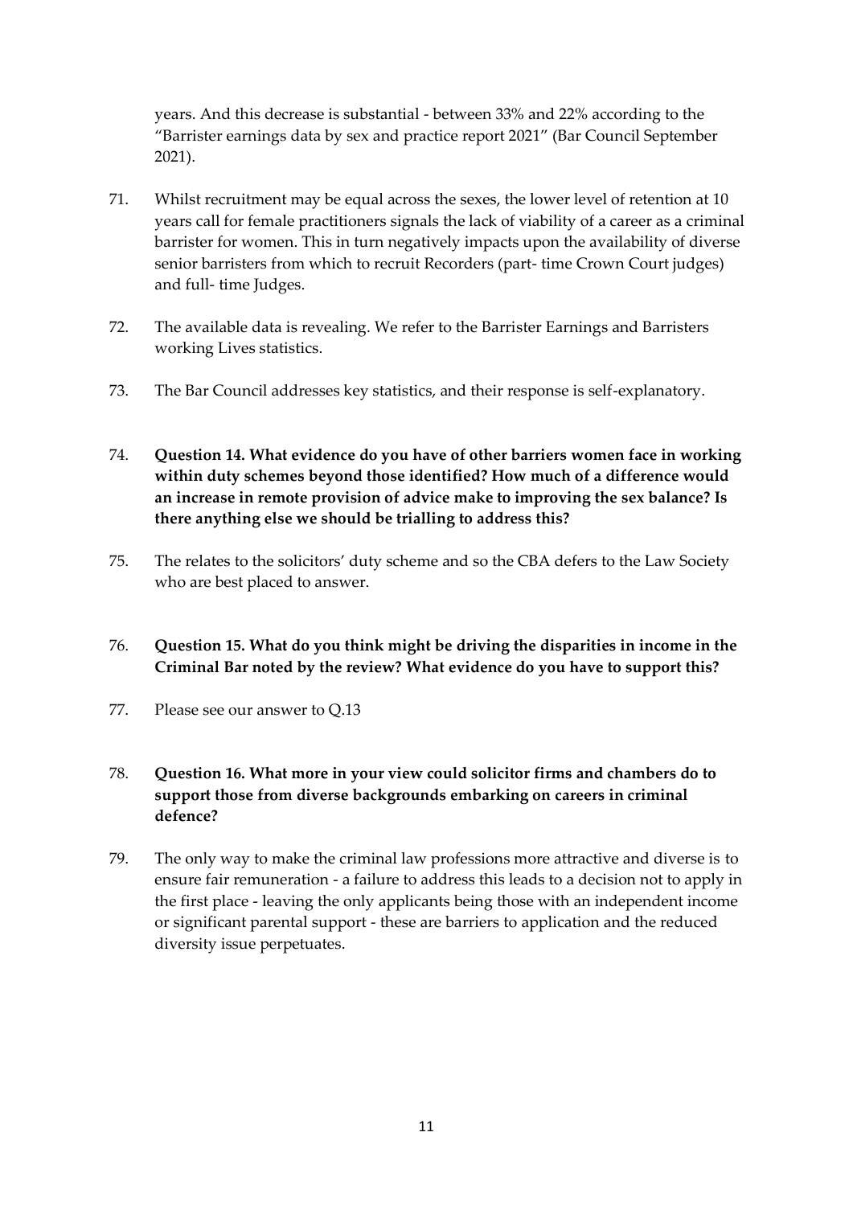years. And this decrease is substantial - between 33% and 22% according to the "Barrister earnings data by sex and practice report 2021" (Bar Council September 2021).

71. Whilst recruitment may be equal across the sexes, the lower level of retention at 10 years call for female practitioners signals the lack of viability of a career as a criminal barrister for women. This in turn negatively impacts upon the availability of diverse senior barristers from which to recruit Recorders (part- time Crown Court judges) and full- time Judges.

72. The available data is revealing. We refer to the Barrister Earnings and Barristers working Lives statistics.

73. The Bar Council addresses key statistics, and their response is self-explanatory.

74. **Question 14. What evidence do you have of other barriers women face in working within duty schemes beyond those identified? How much of a difference would an increase in remote provision of advice make to improving the sex balance? Is there anything else we should be trialling to address this?**

75. The relates to the solicitors' duty scheme and so the CBA defers to the Law Society who are best placed to answer.

76. **Question 15. What do you think might be driving the disparities in income in the Criminal Bar noted by the review? What evidence do you have to support this?**

77. Please see our answer to Q.13

78. **Question 16. What more in your view could solicitor firms and chambers do to support those from diverse backgrounds embarking on careers in criminal defence?**

79. The only way to make the criminal law professions more attractive and diverse is to ensure fair remuneration - a failure to address this leads to a decision not to apply in the first place - leaving the only applicants being those with an independent income or significant parental support - these are barriers to application and the reduced diversity issue perpetuates.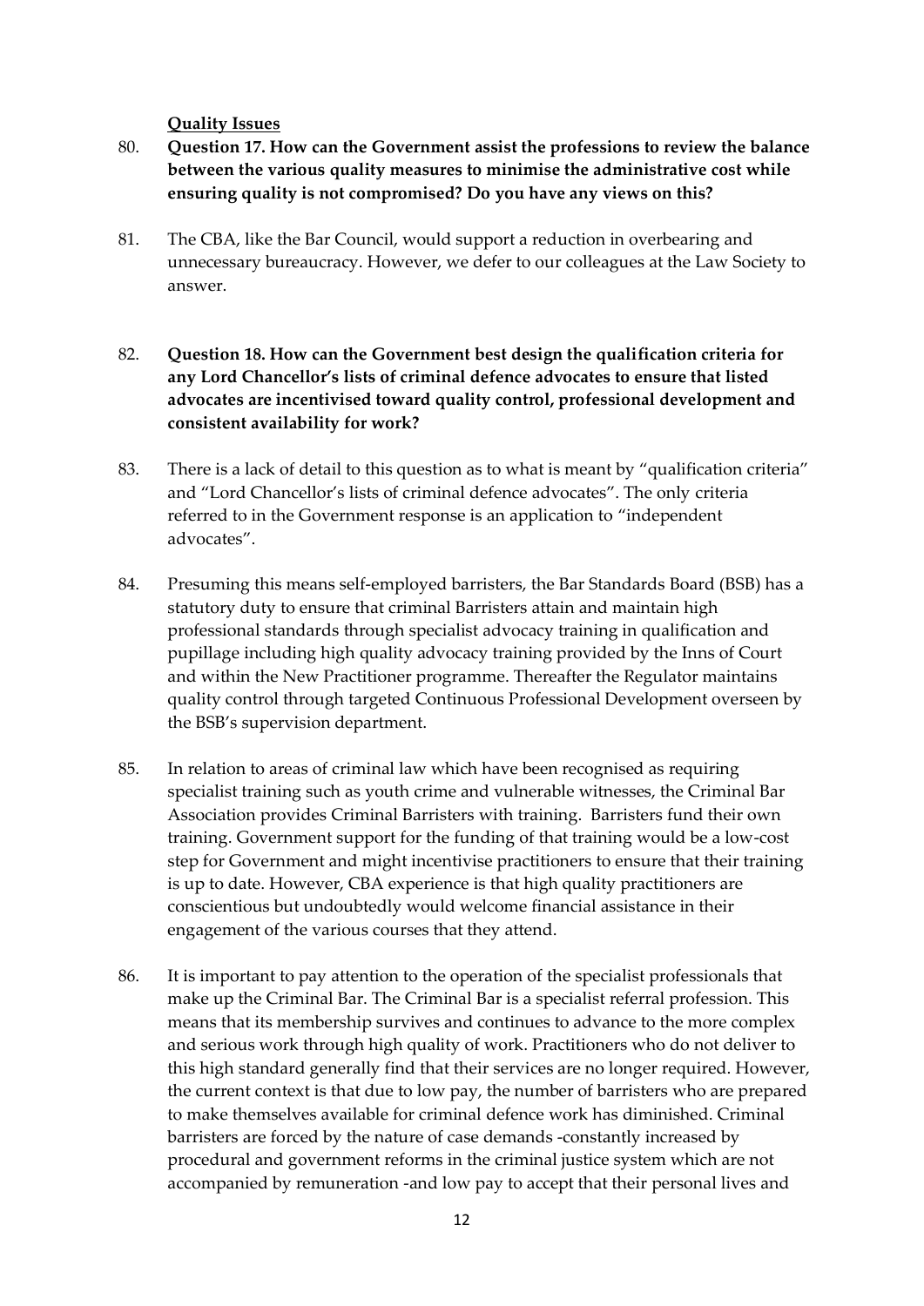**Quality Issues**

80. **Question 17. How can the Government assist the professions to review the balance between the various quality measures to minimise the administrative cost while ensuring quality is not compromised? Do you have any views on this?**

81. The CBA, like the Bar Council, would support a reduction in overbearing and unnecessary bureaucracy. However, we defer to our colleagues at the Law Society to answer.

82. **Question 18. How can the Government best design the qualification criteria for any Lord Chancellor's lists of criminal defence advocates to ensure that listed advocates are incentivised toward quality control, professional development and consistent availability for work?**

83. There is a lack of detail to this question as to what is meant by "qualification criteria" and "Lord Chancellor's lists of criminal defence advocates". The only criteria referred to in the Government response is an application to "independent advocates".

84. Presuming this means self-employed barristers, the Bar Standards Board (BSB) has a statutory duty to ensure that criminal Barristers attain and maintain high professional standards through specialist advocacy training in qualification and pupillage including high quality advocacy training provided by the Inns of Court and within the New Practitioner programme. Thereafter the Regulator maintains quality control through targeted Continuous Professional Development overseen by the BSB's supervision department.

85. In relation to areas of criminal law which have been recognised as requiring specialist training such as youth crime and vulnerable witnesses, the Criminal Bar Association provides Criminal Barristers with training. Barristers fund their own training. Government support for the funding of that training would be a low-cost step for Government and might incentivise practitioners to ensure that their training is up to date. However, CBA experience is that high quality practitioners are conscientious but undoubtedly would welcome financial assistance in their engagement of the various courses that they attend.

86. It is important to pay attention to the operation of the specialist professionals that make up the Criminal Bar. The Criminal Bar is a specialist referral profession. This means that its membership survives and continues to advance to the more complex and serious work through high quality of work. Practitioners who do not deliver to this high standard generally find that their services are no longer required. However, the current context is that due to low pay, the number of barristers who are prepared to make themselves available for criminal defence work has diminished. Criminal barristers are forced by the nature of case demands -constantly increased by procedural and government reforms in the criminal justice system which are not accompanied by remuneration -and low pay to accept that their personal lives and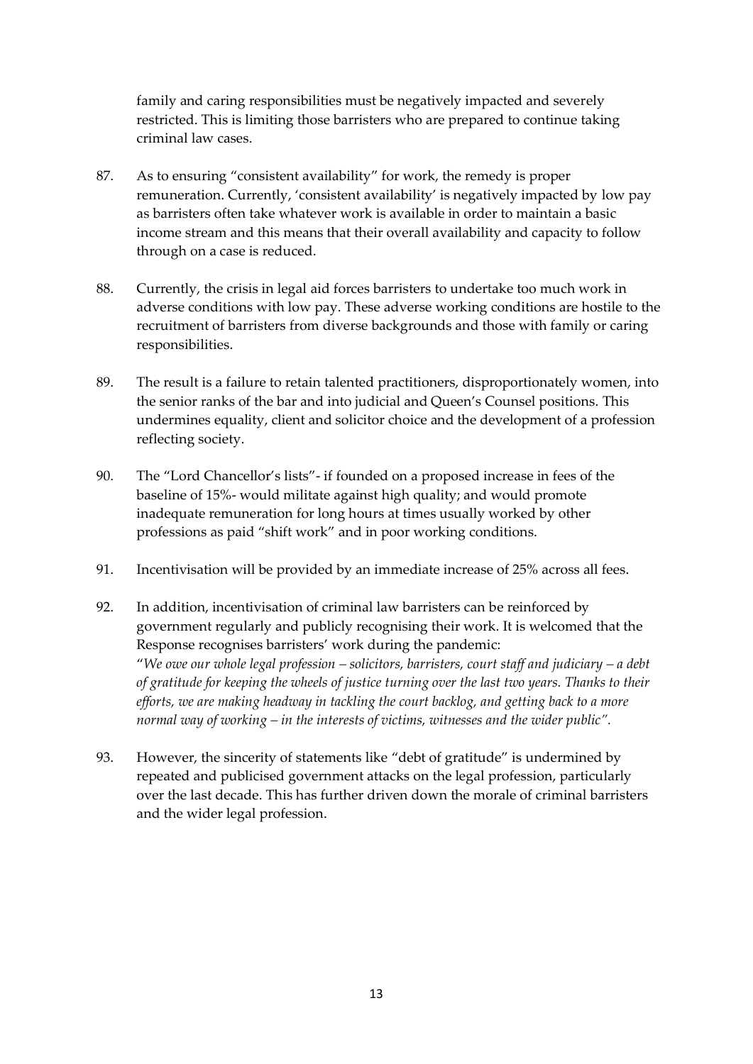family and caring responsibilities must be negatively impacted and severely restricted. This is limiting those barristers who are prepared to continue taking criminal law cases.

87. As to ensuring "consistent availability" for work, the remedy is proper remuneration. Currently, 'consistent availability' is negatively impacted by low pay as barristers often take whatever work is available in order to maintain a basic income stream and this means that their overall availability and capacity to follow through on a case is reduced.

88. Currently, the crisis in legal aid forces barristers to undertake too much work in adverse conditions with low pay. These adverse working conditions are hostile to the recruitment of barristers from diverse backgrounds and those with family or caring responsibilities.

89. The result is a failure to retain talented practitioners, disproportionately women, into the senior ranks of the bar and into judicial and Queen's Counsel positions. This undermines equality, client and solicitor choice and the development of a profession reflecting society.

90. The "Lord Chancellor's lists"- if founded on a proposed increase in fees of the baseline of 15%- would militate against high quality; and would promote inadequate remuneration for long hours at times usually worked by other professions as paid "shift work" and in poor working conditions.

91. Incentivisation will be provided by an immediate increase of 25% across all fees.

92. In addition, incentivisation of criminal law barristers can be reinforced by government regularly and publicly recognising their work. It is welcomed that the Response recognises barristers' work during the pandemic:
"*We owe our whole legal profession – solicitors, barristers, court staff and judiciary – a debt of gratitude for keeping the wheels of justice turning over the last two years. Thanks to their efforts, we are making headway in tackling the court backlog, and getting back to a more normal way of working – in the interests of victims, witnesses and the wider public*".

93. However, the sincerity of statements like "debt of gratitude" is undermined by repeated and publicised government attacks on the legal profession, particularly over the last decade. This has further driven down the morale of criminal barristers and the wider legal profession.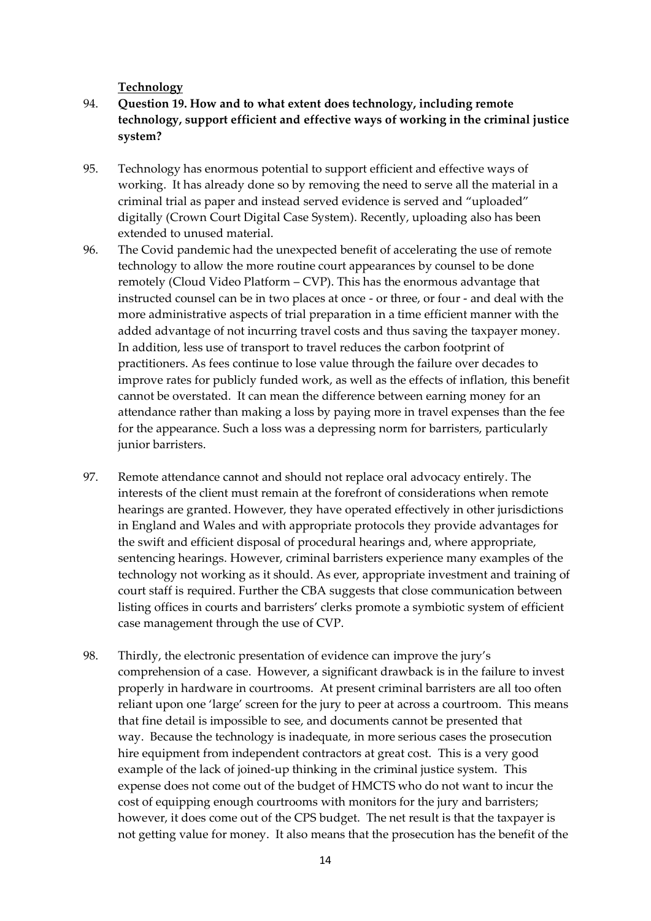**Technology**

94. **Question 19. How and to what extent does technology, including remote technology, support efficient and effective ways of working in the criminal justice system?**

95. Technology has enormous potential to support efficient and effective ways of working. It has already done so by removing the need to serve all the material in a criminal trial as paper and instead served evidence is served and "uploaded" digitally (Crown Court Digital Case System). Recently, uploading also has been extended to unused material.

96. The Covid pandemic had the unexpected benefit of accelerating the use of remote technology to allow the more routine court appearances by counsel to be done remotely (Cloud Video Platform – CVP). This has the enormous advantage that instructed counsel can be in two places at once - or three, or four - and deal with the more administrative aspects of trial preparation in a time efficient manner with the added advantage of not incurring travel costs and thus saving the taxpayer money. In addition, less use of transport to travel reduces the carbon footprint of practitioners. As fees continue to lose value through the failure over decades to improve rates for publicly funded work, as well as the effects of inflation, this benefit cannot be overstated. It can mean the difference between earning money for an attendance rather than making a loss by paying more in travel expenses than the fee for the appearance. Such a loss was a depressing norm for barristers, particularly junior barristers.

97. Remote attendance cannot and should not replace oral advocacy entirely. The interests of the client must remain at the forefront of considerations when remote hearings are granted. However, they have operated effectively in other jurisdictions in England and Wales and with appropriate protocols they provide advantages for the swift and efficient disposal of procedural hearings and, where appropriate, sentencing hearings. However, criminal barristers experience many examples of the technology not working as it should. As ever, appropriate investment and training of court staff is required. Further the CBA suggests that close communication between listing offices in courts and barristers' clerks promote a symbiotic system of efficient case management through the use of CVP.

98. Thirdly, the electronic presentation of evidence can improve the jury's comprehension of a case. However, a significant drawback is in the failure to invest properly in hardware in courtrooms. At present criminal barristers are all too often reliant upon one 'large' screen for the jury to peer at across a courtroom. This means that fine detail is impossible to see, and documents cannot be presented that way. Because the technology is inadequate, in more serious cases the prosecution hire equipment from independent contractors at great cost. This is a very good example of the lack of joined-up thinking in the criminal justice system. This expense does not come out of the budget of HMCTS who do not want to incur the cost of equipping enough courtrooms with monitors for the jury and barristers; however, it does come out of the CPS budget. The net result is that the taxpayer is not getting value for money. It also means that the prosecution has the benefit of the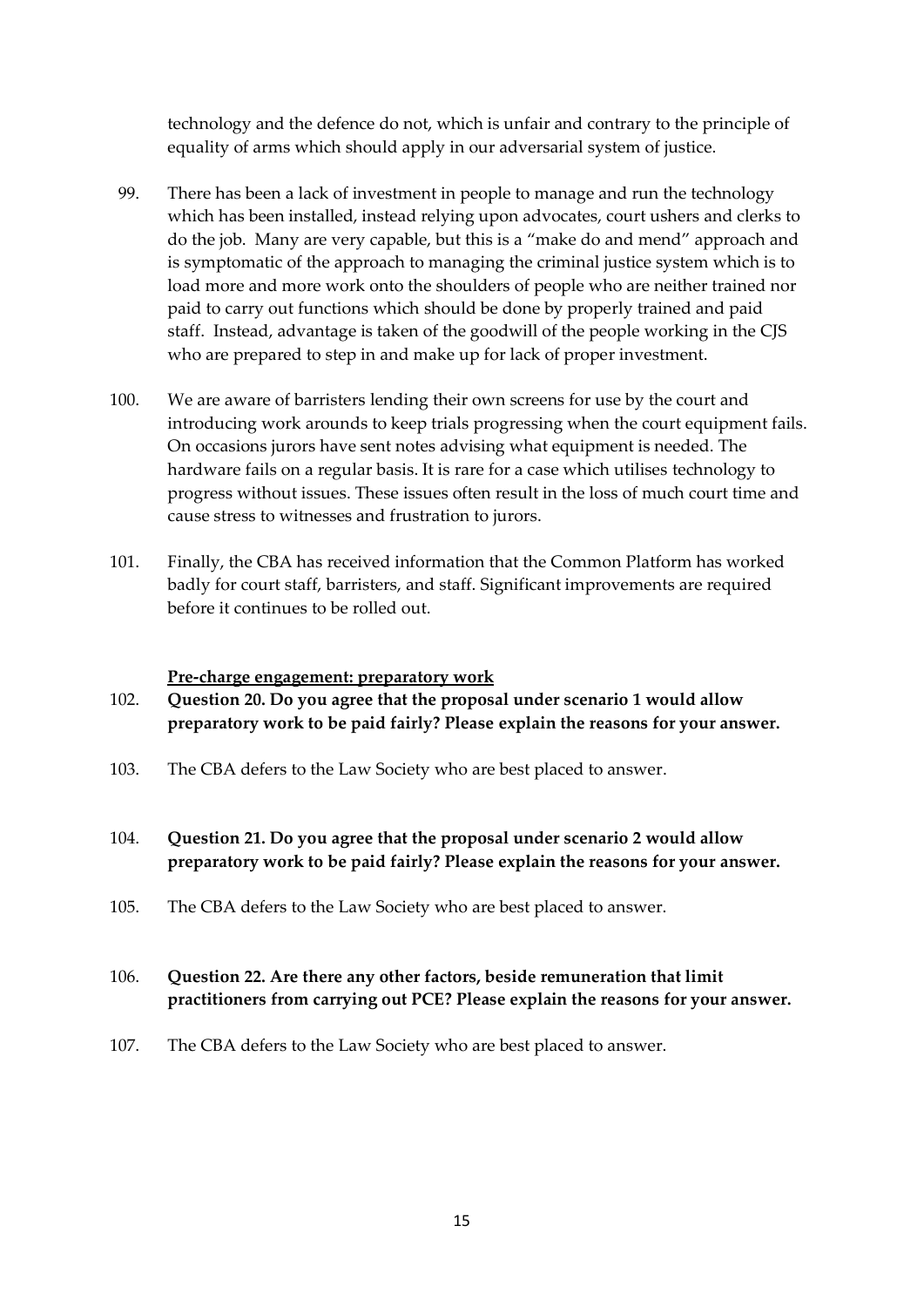technology and the defence do not, which is unfair and contrary to the principle of equality of arms which should apply in our adversarial system of justice.

99. There has been a lack of investment in people to manage and run the technology which has been installed, instead relying upon advocates, court ushers and clerks to do the job. Many are very capable, but this is a "make do and mend" approach and is symptomatic of the approach to managing the criminal justice system which is to load more and more work onto the shoulders of people who are neither trained nor paid to carry out functions which should be done by properly trained and paid staff. Instead, advantage is taken of the goodwill of the people working in the CJS who are prepared to step in and make up for lack of proper investment.

100. We are aware of barristers lending their own screens for use by the court and introducing work arounds to keep trials progressing when the court equipment fails. On occasions jurors have sent notes advising what equipment is needed. The hardware fails on a regular basis. It is rare for a case which utilises technology to progress without issues. These issues often result in the loss of much court time and cause stress to witnesses and frustration to jurors.

101. Finally, the CBA has received information that the Common Platform has worked badly for court staff, barristers, and staff. Significant improvements are required before it continues to be rolled out.

**<u>Pre-charge engagement: preparatory work</u>**

102. **Question 20. Do you agree that the proposal under scenario 1 would allow preparatory work to be paid fairly? Please explain the reasons for your answer.**

103. The CBA defers to the Law Society who are best placed to answer.

104. **Question 21. Do you agree that the proposal under scenario 2 would allow preparatory work to be paid fairly? Please explain the reasons for your answer.**

105. The CBA defers to the Law Society who are best placed to answer.

106. **Question 22. Are there any other factors, beside remuneration that limit practitioners from carrying out PCE? Please explain the reasons for your answer.**

107. The CBA defers to the Law Society who are best placed to answer.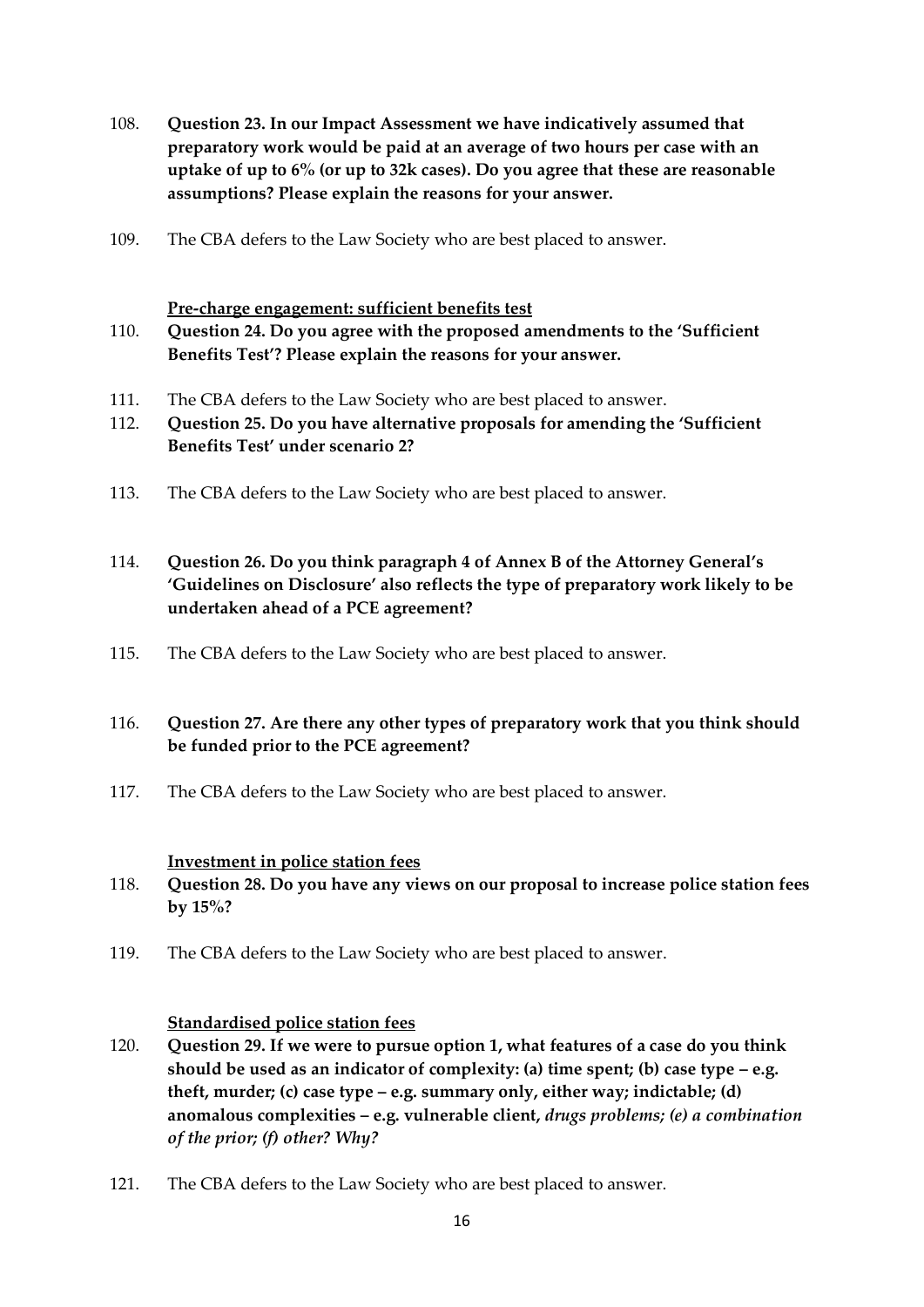108. **Question 23. In our Impact Assessment we have indicatively assumed that preparatory work would be paid at an average of two hours per case with an uptake of up to 6% (or up to 32k cases). Do you agree that these are reasonable assumptions? Please explain the reasons for your answer.**

109. The CBA defers to the Law Society who are best placed to answer.

**<u>Pre-charge engagement: sufficient benefits test</u>**

110. **Question 24. Do you agree with the proposed amendments to the 'Sufficient Benefits Test'? Please explain the reasons for your answer.**

111. The CBA defers to the Law Society who are best placed to answer.

112. **Question 25. Do you have alternative proposals for amending the 'Sufficient Benefits Test' under scenario 2?**

113. The CBA defers to the Law Society who are best placed to answer.

114. **Question 26. Do you think paragraph 4 of Annex B of the Attorney General's 'Guidelines on Disclosure' also reflects the type of preparatory work likely to be undertaken ahead of a PCE agreement?**

115. The CBA defers to the Law Society who are best placed to answer.

116. **Question 27. Are there any other types of preparatory work that you think should be funded prior to the PCE agreement?**

117. The CBA defers to the Law Society who are best placed to answer.

**<u>Investment in police station fees</u>**

118. **Question 28. Do you have any views on our proposal to increase police station fees by 15%?**

119. The CBA defers to the Law Society who are best placed to answer.

**<u>Standardised police station fees</u>**

120. **Question 29. If we were to pursue option 1, what features of a case do you think should be used as an indicator of complexity: (a) time spent; (b) case type – e.g. theft, murder; (c) case type – e.g. summary only, either way; indictable; (d) anomalous complexities – e.g. vulnerable client,** ***drugs problems; (e) a combination of the prior; (f) other? Why?***

121. The CBA defers to the Law Society who are best placed to answer.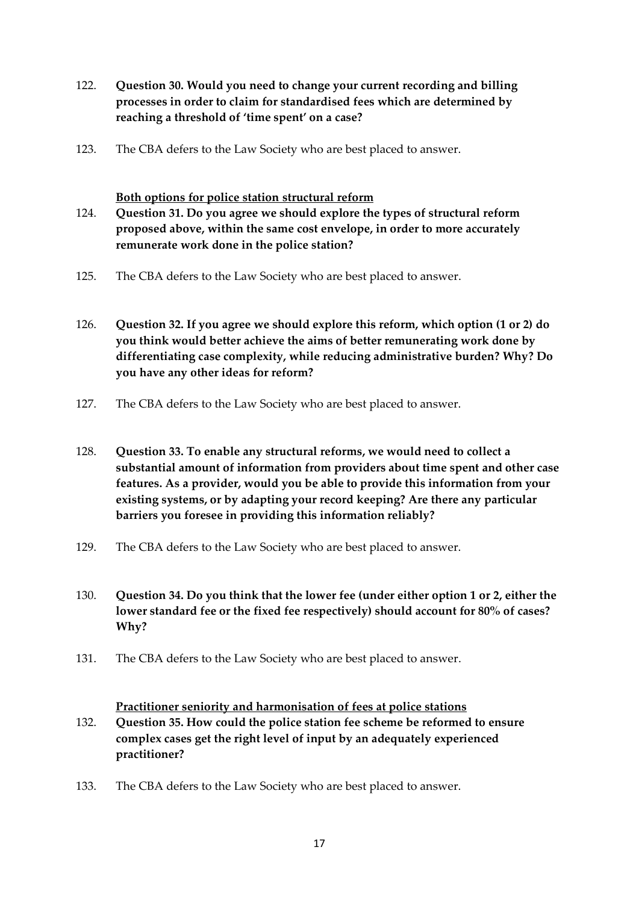122. **Question 30. Would you need to change your current recording and billing processes in order to claim for standardised fees which are determined by reaching a threshold of 'time spent' on a case?**

123. The CBA defers to the Law Society who are best placed to answer.

<u>**Both options for police station structural reform**</u>

124. **Question 31. Do you agree we should explore the types of structural reform proposed above, within the same cost envelope, in order to more accurately remunerate work done in the police station?**

125. The CBA defers to the Law Society who are best placed to answer.

126. **Question 32. If you agree we should explore this reform, which option (1 or 2) do you think would better achieve the aims of better remunerating work done by differentiating case complexity, while reducing administrative burden? Why? Do you have any other ideas for reform?**

127. The CBA defers to the Law Society who are best placed to answer.

128. **Question 33. To enable any structural reforms, we would need to collect a substantial amount of information from providers about time spent and other case features. As a provider, would you be able to provide this information from your existing systems, or by adapting your record keeping? Are there any particular barriers you foresee in providing this information reliably?**

129. The CBA defers to the Law Society who are best placed to answer.

130. **Question 34. Do you think that the lower fee (under either option 1 or 2, either the lower standard fee or the fixed fee respectively) should account for 80% of cases? Why?**

131. The CBA defers to the Law Society who are best placed to answer.

<u>**Practitioner seniority and harmonisation of fees at police stations**</u>

132. **Question 35. How could the police station fee scheme be reformed to ensure complex cases get the right level of input by an adequately experienced practitioner?**

133. The CBA defers to the Law Society who are best placed to answer.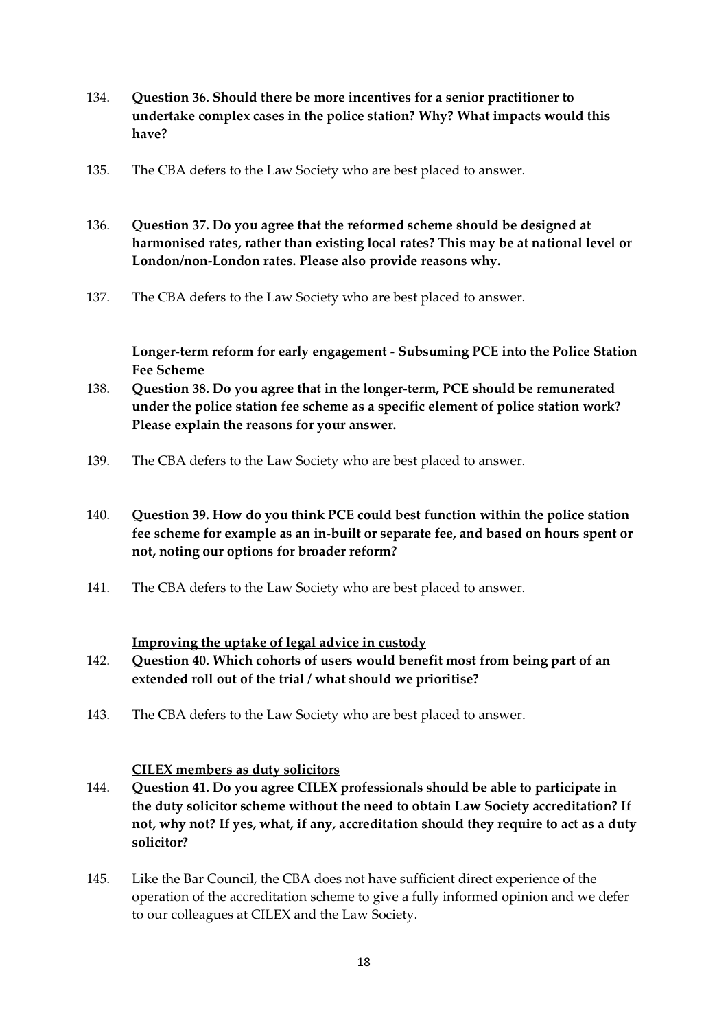134. **Question 36. Should there be more incentives for a senior practitioner to undertake complex cases in the police station? Why? What impacts would this have?**

135. The CBA defers to the Law Society who are best placed to answer.

136. **Question 37. Do you agree that the reformed scheme should be designed at harmonised rates, rather than existing local rates? This may be at national level or London/non-London rates. Please also provide reasons why.**

137. The CBA defers to the Law Society who are best placed to answer.

**Longer-term reform for early engagement - Subsuming PCE into the Police Station Fee Scheme**

138. **Question 38. Do you agree that in the longer-term, PCE should be remunerated under the police station fee scheme as a specific element of police station work? Please explain the reasons for your answer.**

139. The CBA defers to the Law Society who are best placed to answer.

140. **Question 39. How do you think PCE could best function within the police station fee scheme for example as an in-built or separate fee, and based on hours spent or not, noting our options for broader reform?**

141. The CBA defers to the Law Society who are best placed to answer.

**Improving the uptake of legal advice in custody**

142. **Question 40. Which cohorts of users would benefit most from being part of an extended roll out of the trial / what should we prioritise?**

143. The CBA defers to the Law Society who are best placed to answer.

**CILEX members as duty solicitors**

144. **Question 41. Do you agree CILEX professionals should be able to participate in the duty solicitor scheme without the need to obtain Law Society accreditation? If not, why not? If yes, what, if any, accreditation should they require to act as a duty solicitor?**

145. Like the Bar Council, the CBA does not have sufficient direct experience of the operation of the accreditation scheme to give a fully informed opinion and we defer to our colleagues at CILEX and the Law Society.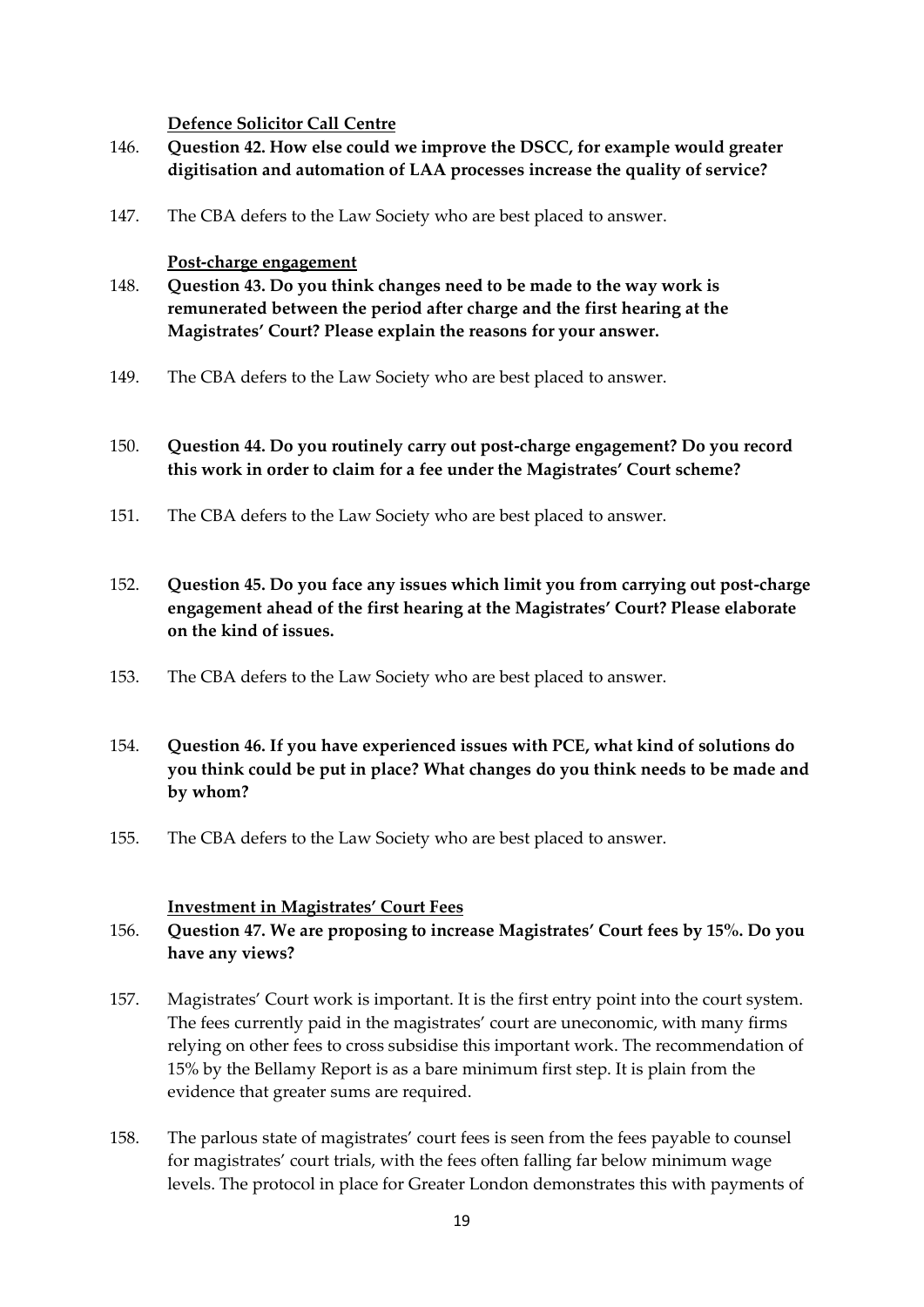**Defence Solicitor Call Centre**

146. **Question 42. How else could we improve the DSCC, for example would greater digitisation and automation of LAA processes increase the quality of service?**

147. The CBA defers to the Law Society who are best placed to answer.

**Post-charge engagement**

148. **Question 43. Do you think changes need to be made to the way work is remunerated between the period after charge and the first hearing at the Magistrates' Court? Please explain the reasons for your answer.**

149. The CBA defers to the Law Society who are best placed to answer.

150. **Question 44. Do you routinely carry out post-charge engagement? Do you record this work in order to claim for a fee under the Magistrates' Court scheme?**

151. The CBA defers to the Law Society who are best placed to answer.

152. **Question 45. Do you face any issues which limit you from carrying out post-charge engagement ahead of the first hearing at the Magistrates' Court? Please elaborate on the kind of issues.**

153. The CBA defers to the Law Society who are best placed to answer.

154. **Question 46. If you have experienced issues with PCE, what kind of solutions do you think could be put in place? What changes do you think needs to be made and by whom?**

155. The CBA defers to the Law Society who are best placed to answer.

**Investment in Magistrates' Court Fees**

156. **Question 47. We are proposing to increase Magistrates' Court fees by 15%. Do you have any views?**

157. Magistrates' Court work is important. It is the first entry point into the court system. The fees currently paid in the magistrates' court are uneconomic, with many firms relying on other fees to cross subsidise this important work. The recommendation of 15% by the Bellamy Report is as a bare minimum first step. It is plain from the evidence that greater sums are required.

158. The parlous state of magistrates' court fees is seen from the fees payable to counsel for magistrates' court trials, with the fees often falling far below minimum wage levels. The protocol in place for Greater London demonstrates this with payments of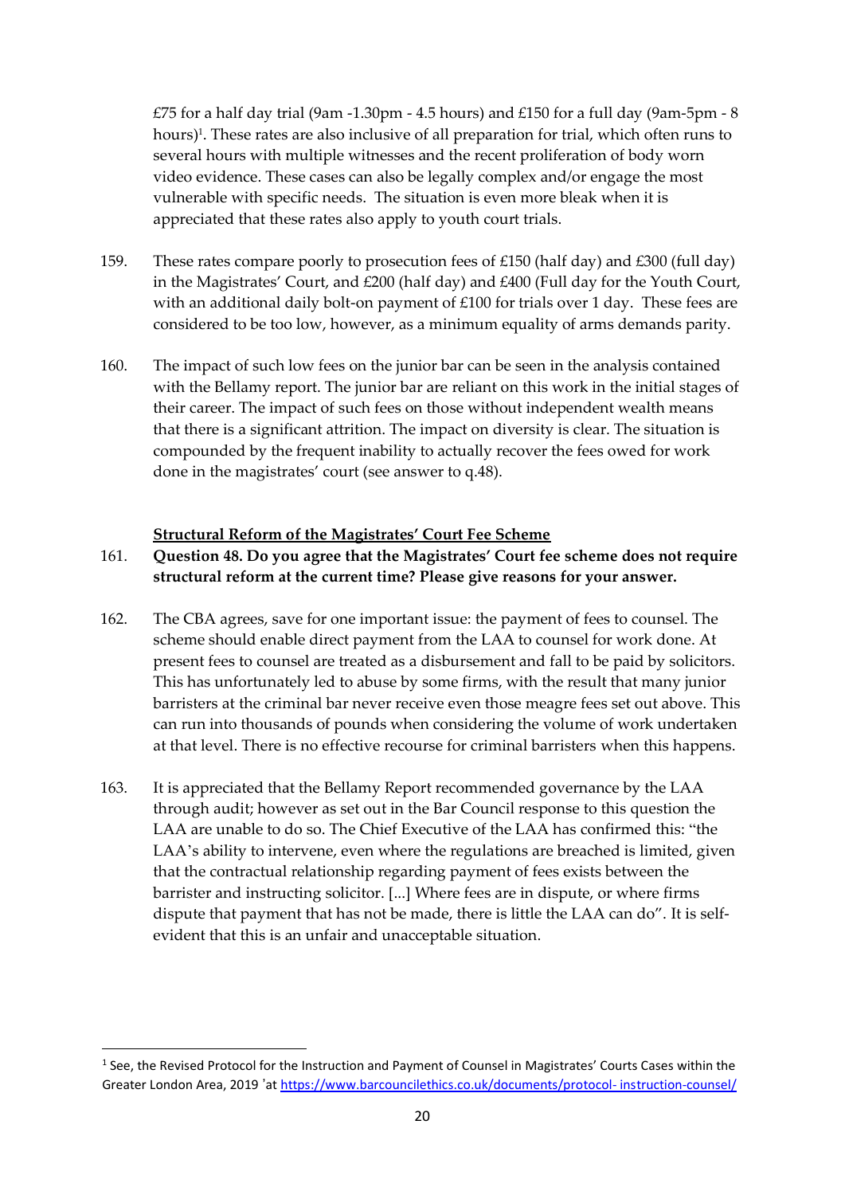£75 for a half day trial (9am -1.30pm - 4.5 hours) and £150 for a full day (9am-5pm - 8 hours)[1]. These rates are also inclusive of all preparation for trial, which often runs to several hours with multiple witnesses and the recent proliferation of body worn video evidence. These cases can also be legally complex and/or engage the most vulnerable with specific needs. The situation is even more bleak when it is appreciated that these rates also apply to youth court trials.

159. These rates compare poorly to prosecution fees of £150 (half day) and £300 (full day) in the Magistrates' Court, and £200 (half day) and £400 (Full day for the Youth Court, with an additional daily bolt-on payment of £100 for trials over 1 day. These fees are considered to be too low, however, as a minimum equality of arms demands parity.

160. The impact of such low fees on the junior bar can be seen in the analysis contained with the Bellamy report. The junior bar are reliant on this work in the initial stages of their career. The impact of such fees on those without independent wealth means that there is a significant attrition. The impact on diversity is clear. The situation is compounded by the frequent inability to actually recover the fees owed for work done in the magistrates' court (see answer to q.48).

**<u>Structural Reform of the Magistrates' Court Fee Scheme</u>**

161. **Question 48. Do you agree that the Magistrates' Court fee scheme does not require structural reform at the current time? Please give reasons for your answer.**

162. The CBA agrees, save for one important issue: the payment of fees to counsel. The scheme should enable direct payment from the LAA to counsel for work done. At present fees to counsel are treated as a disbursement and fall to be paid by solicitors. This has unfortunately led to abuse by some firms, with the result that many junior barristers at the criminal bar never receive even those meagre fees set out above. This can run into thousands of pounds when considering the volume of work undertaken at that level. There is no effective recourse for criminal barristers when this happens.

163. It is appreciated that the Bellamy Report recommended governance by the LAA through audit; however as set out in the Bar Council response to this question the LAA are unable to do so. The Chief Executive of the LAA has confirmed this: "the LAA's ability to intervene, even where the regulations are breached is limited, given that the contractual relationship regarding payment of fees exists between the barrister and instructing solicitor. [...] Where fees are in dispute, or where firms dispute that payment that has not be made, there is little the LAA can do". It is self-evident that this is an unfair and unacceptable situation.

---

[1] See, the Revised Protocol for the Instruction and Payment of Counsel in Magistrates' Courts Cases within the Greater London Area, 2019 'at https://www.barcouncilethics.co.uk/documents/protocol- instruction-counsel/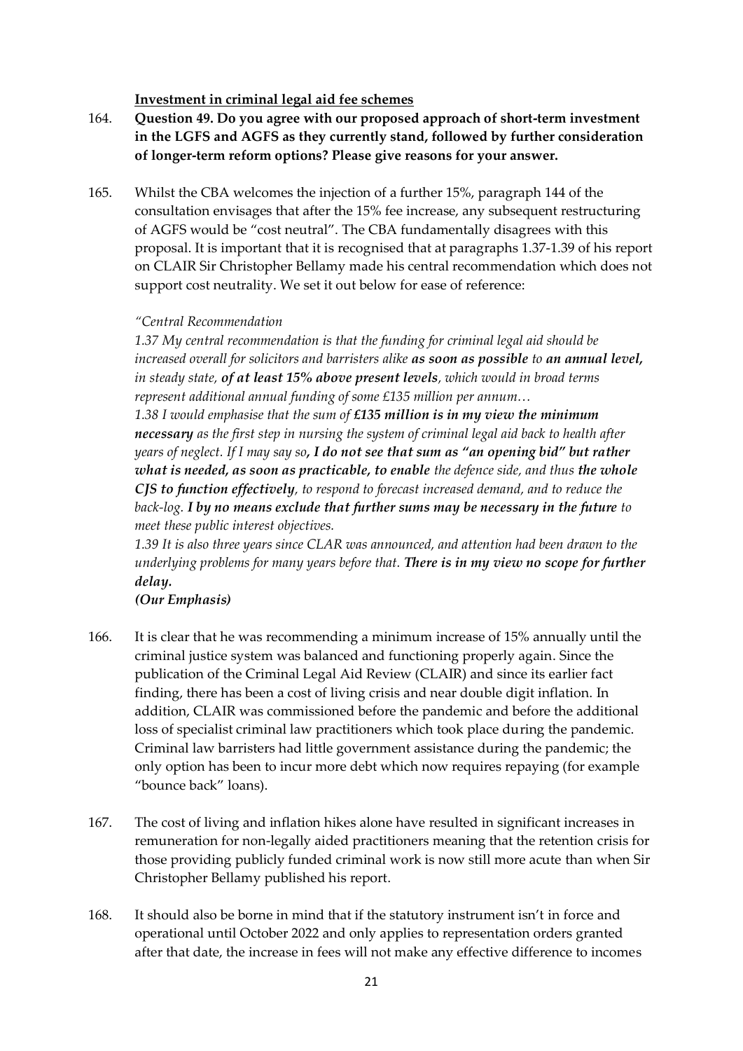**Investment in criminal legal aid fee schemes**

164. **Question 49. Do you agree with our proposed approach of short-term investment in the LGFS and AGFS as they currently stand, followed by further consideration of longer-term reform options? Please give reasons for your answer.**

165. Whilst the CBA welcomes the injection of a further 15%, paragraph 144 of the consultation envisages that after the 15% fee increase, any subsequent restructuring of AGFS would be "cost neutral". The CBA fundamentally disagrees with this proposal. It is important that it is recognised that at paragraphs 1.37-1.39 of his report on CLAIR Sir Christopher Bellamy made his central recommendation which does not support cost neutrality. We set it out below for ease of reference:

*"Central Recommendation*

*1.37 My central recommendation is that the funding for criminal legal aid should be increased overall for solicitors and barristers alike **as soon as possible** to **an annual level,** in steady state, **of at least 15% above present levels**, which would in broad terms represent additional annual funding of some £135 million per annum…*

*1.38 I would emphasise that the sum of **£135 million is in my view the minimum necessary** as the first step in nursing the system of criminal legal aid back to health after years of neglect. If I may say so**, I do not see that sum as "an opening bid" but rather what is needed, as soon as practicable, to enable** the defence side, and thus **the whole CJS to function effectively**, to respond to forecast increased demand, and to reduce the back-log. **I by no means exclude that further sums may be necessary in the future** to meet these public interest objectives.*

*1.39 It is also three years since CLAR was announced, and attention had been drawn to the underlying problems for many years before that. **There is in my view no scope for further delay.***

***(Our Emphasis)***

166. It is clear that he was recommending a minimum increase of 15% annually until the criminal justice system was balanced and functioning properly again. Since the publication of the Criminal Legal Aid Review (CLAIR) and since its earlier fact finding, there has been a cost of living crisis and near double digit inflation. In addition, CLAIR was commissioned before the pandemic and before the additional loss of specialist criminal law practitioners which took place during the pandemic. Criminal law barristers had little government assistance during the pandemic; the only option has been to incur more debt which now requires repaying (for example "bounce back" loans).

167. The cost of living and inflation hikes alone have resulted in significant increases in remuneration for non-legally aided practitioners meaning that the retention crisis for those providing publicly funded criminal work is now still more acute than when Sir Christopher Bellamy published his report.

168. It should also be borne in mind that if the statutory instrument isn't in force and operational until October 2022 and only applies to representation orders granted after that date, the increase in fees will not make any effective difference to incomes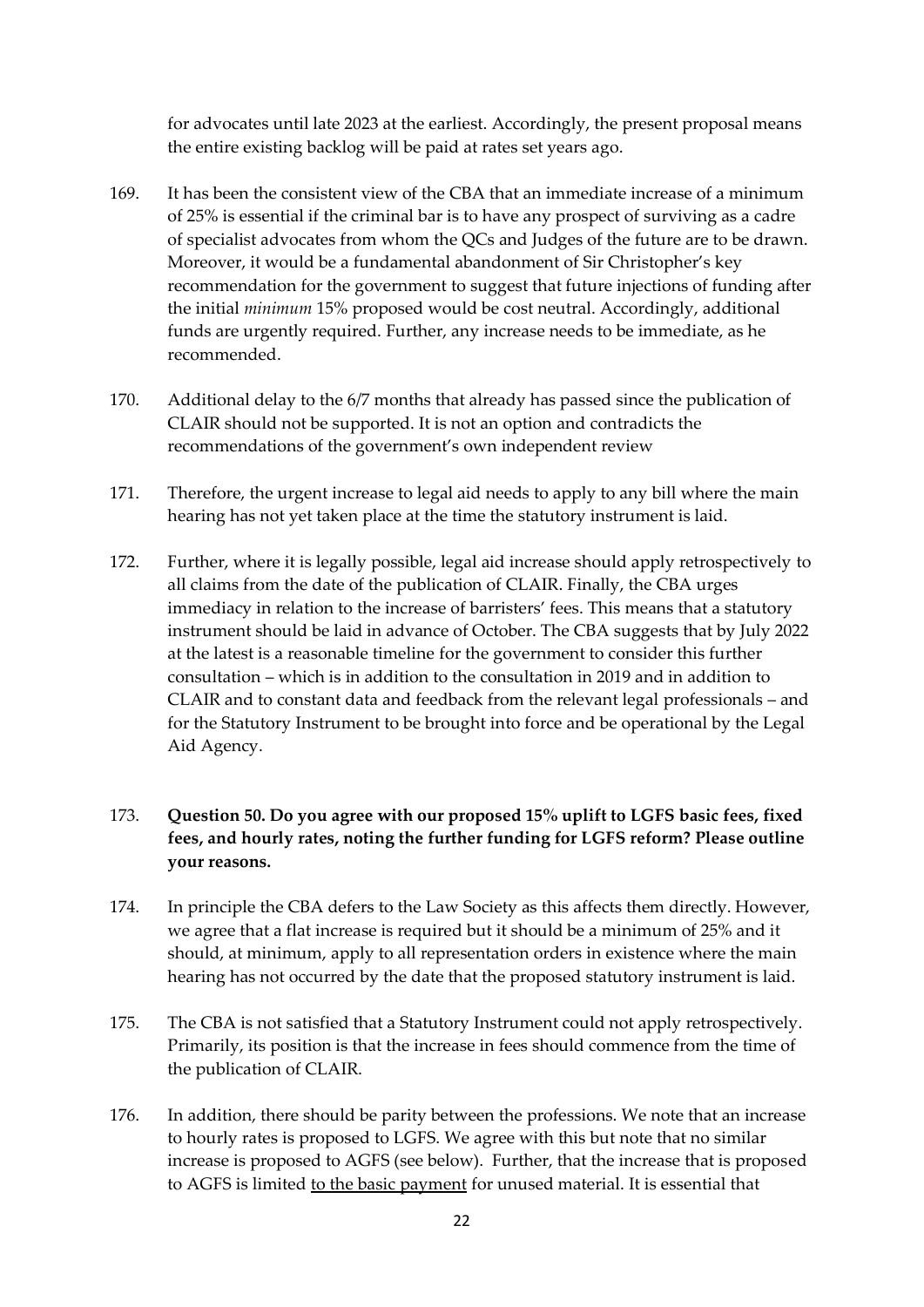for advocates until late 2023 at the earliest. Accordingly, the present proposal means the entire existing backlog will be paid at rates set years ago.

169. It has been the consistent view of the CBA that an immediate increase of a minimum of 25% is essential if the criminal bar is to have any prospect of surviving as a cadre of specialist advocates from whom the QCs and Judges of the future are to be drawn. Moreover, it would be a fundamental abandonment of Sir Christopher's key recommendation for the government to suggest that future injections of funding after the initial *minimum* 15% proposed would be cost neutral. Accordingly, additional funds are urgently required. Further, any increase needs to be immediate, as he recommended.

170. Additional delay to the 6/7 months that already has passed since the publication of CLAIR should not be supported. It is not an option and contradicts the recommendations of the government's own independent review

171. Therefore, the urgent increase to legal aid needs to apply to any bill where the main hearing has not yet taken place at the time the statutory instrument is laid.

172. Further, where it is legally possible, legal aid increase should apply retrospectively to all claims from the date of the publication of CLAIR. Finally, the CBA urges immediacy in relation to the increase of barristers' fees. This means that a statutory instrument should be laid in advance of October. The CBA suggests that by July 2022 at the latest is a reasonable timeline for the government to consider this further consultation – which is in addition to the consultation in 2019 and in addition to CLAIR and to constant data and feedback from the relevant legal professionals – and for the Statutory Instrument to be brought into force and be operational by the Legal Aid Agency.

173. **Question 50. Do you agree with our proposed 15% uplift to LGFS basic fees, fixed fees, and hourly rates, noting the further funding for LGFS reform? Please outline your reasons.**

174. In principle the CBA defers to the Law Society as this affects them directly. However, we agree that a flat increase is required but it should be a minimum of 25% and it should, at minimum, apply to all representation orders in existence where the main hearing has not occurred by the date that the proposed statutory instrument is laid.

175. The CBA is not satisfied that a Statutory Instrument could not apply retrospectively. Primarily, its position is that the increase in fees should commence from the time of the publication of CLAIR.

176. In addition, there should be parity between the professions. We note that an increase to hourly rates is proposed to LGFS. We agree with this but note that no similar increase is proposed to AGFS (see below). Further, that the increase that is proposed to AGFS is limited <u>to the basic payment</u> for unused material. It is essential that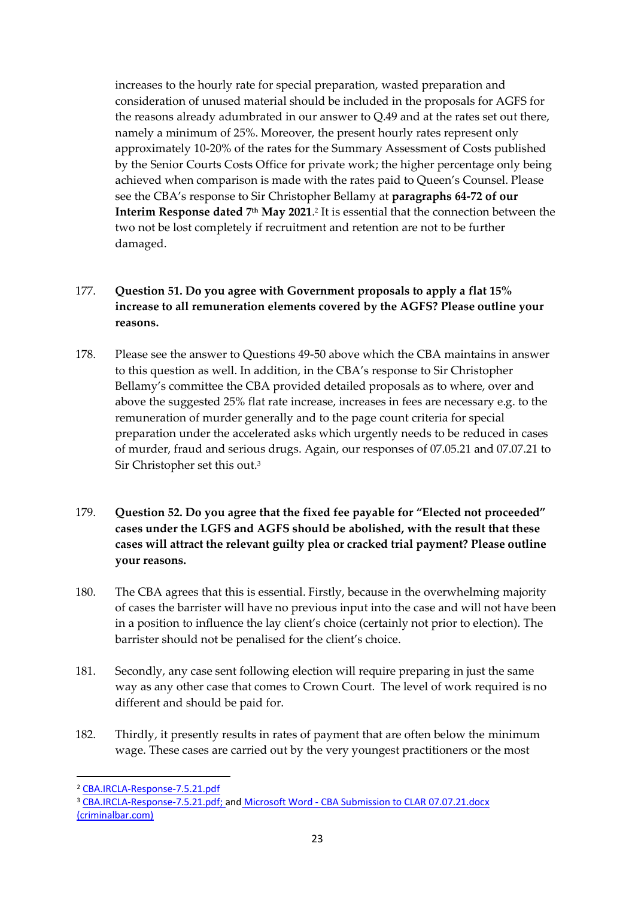increases to the hourly rate for special preparation, wasted preparation and consideration of unused material should be included in the proposals for AGFS for the reasons already adumbrated in our answer to Q.49 and at the rates set out there, namely a minimum of 25%. Moreover, the present hourly rates represent only approximately 10-20% of the rates for the Summary Assessment of Costs published by the Senior Courts Costs Office for private work; the higher percentage only being achieved when comparison is made with the rates paid to Queen's Counsel. Please see the CBA's response to Sir Christopher Bellamy at **paragraphs 64-72 of our Interim Response dated 7th May 2021**.[2] It is essential that the connection between the two not be lost completely if recruitment and retention are not to be further damaged.

177. **Question 51. Do you agree with Government proposals to apply a flat 15% increase to all remuneration elements covered by the AGFS? Please outline your reasons.**

178. Please see the answer to Questions 49-50 above which the CBA maintains in answer to this question as well. In addition, in the CBA's response to Sir Christopher Bellamy's committee the CBA provided detailed proposals as to where, over and above the suggested 25% flat rate increase, increases in fees are necessary e.g. to the remuneration of murder generally and to the page count criteria for special preparation under the accelerated asks which urgently needs to be reduced in cases of murder, fraud and serious drugs. Again, our responses of 07.05.21 and 07.07.21 to Sir Christopher set this out.[3]

179. **Question 52. Do you agree that the fixed fee payable for "Elected not proceeded" cases under the LGFS and AGFS should be abolished, with the result that these cases will attract the relevant guilty plea or cracked trial payment? Please outline your reasons.**

180. The CBA agrees that this is essential. Firstly, because in the overwhelming majority of cases the barrister will have no previous input into the case and will not have been in a position to influence the lay client's choice (certainly not prior to election). The barrister should not be penalised for the client's choice.

181. Secondly, any case sent following election will require preparing in just the same way as any other case that comes to Crown Court. The level of work required is no different and should be paid for.

182. Thirdly, it presently results in rates of payment that are often below the minimum wage. These cases are carried out by the very youngest practitioners or the most

---

[2] CBA.IRCLA-Response-7.5.21.pdf

[3] CBA.IRCLA-Response-7.5.21.pdf; and Microsoft Word - CBA Submission to CLAR 07.07.21.docx (criminalbar.com)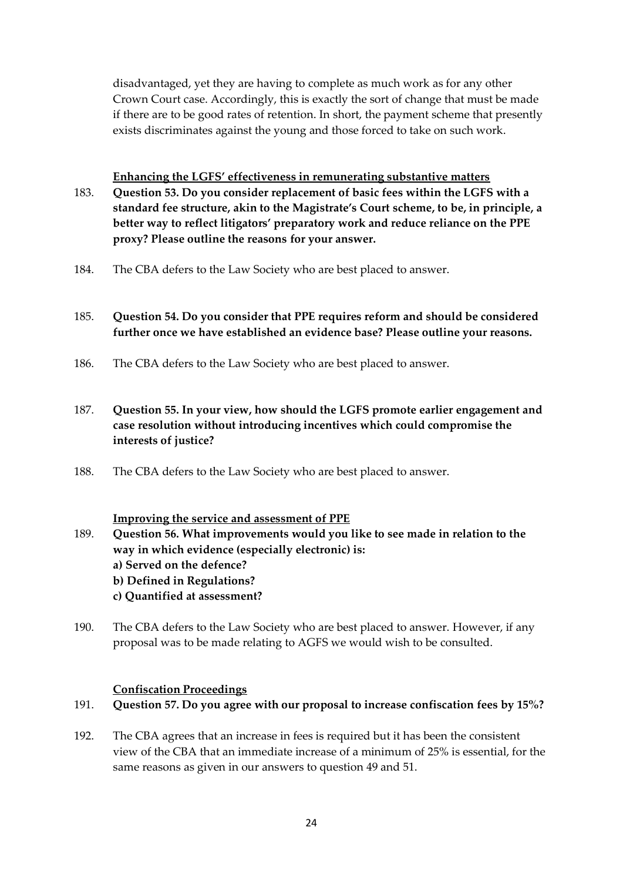disadvantaged, yet they are having to complete as much work as for any other Crown Court case. Accordingly, this is exactly the sort of change that must be made if there are to be good rates of retention. In short, the payment scheme that presently exists discriminates against the young and those forced to take on such work.

**Enhancing the LGFS' effectiveness in remunerating substantive matters**

183. **Question 53. Do you consider replacement of basic fees within the LGFS with a standard fee structure, akin to the Magistrate's Court scheme, to be, in principle, a better way to reflect litigators' preparatory work and reduce reliance on the PPE proxy? Please outline the reasons for your answer.**

184. The CBA defers to the Law Society who are best placed to answer.

185. **Question 54. Do you consider that PPE requires reform and should be considered further once we have established an evidence base? Please outline your reasons.**

186. The CBA defers to the Law Society who are best placed to answer.

187. **Question 55. In your view, how should the LGFS promote earlier engagement and case resolution without introducing incentives which could compromise the interests of justice?**

188. The CBA defers to the Law Society who are best placed to answer.

**Improving the service and assessment of PPE**

189. **Question 56. What improvements would you like to see made in relation to the way in which evidence (especially electronic) is:**
   **a) Served on the defence?**
   **b) Defined in Regulations?**
   **c) Quantified at assessment?**

190. The CBA defers to the Law Society who are best placed to answer. However, if any proposal was to be made relating to AGFS we would wish to be consulted.

**Confiscation Proceedings**

191. **Question 57. Do you agree with our proposal to increase confiscation fees by 15%?**

192. The CBA agrees that an increase in fees is required but it has been the consistent view of the CBA that an immediate increase of a minimum of 25% is essential, for the same reasons as given in our answers to question 49 and 51.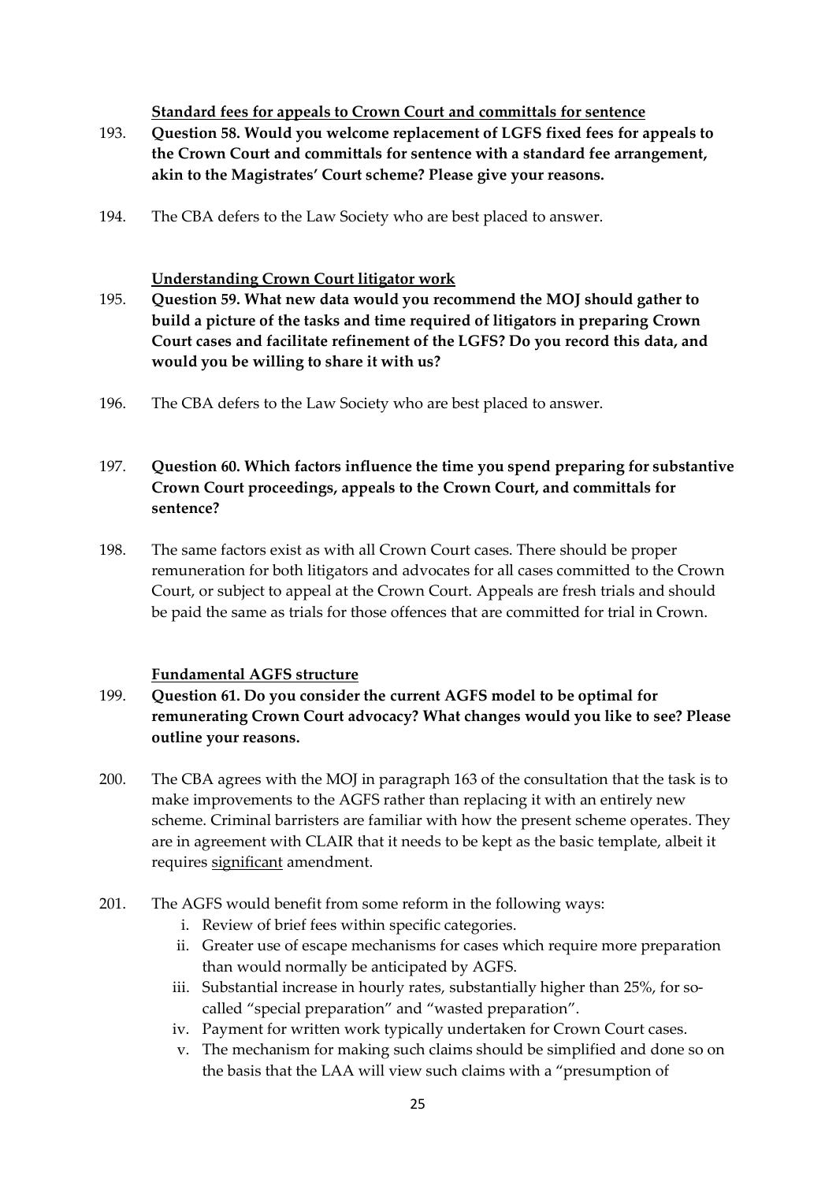**<u>Standard fees for appeals to Crown Court and committals for sentence</u>**

193. **Question 58. Would you welcome replacement of LGFS fixed fees for appeals to the Crown Court and committals for sentence with a standard fee arrangement, akin to the Magistrates' Court scheme? Please give your reasons.**

194. The CBA defers to the Law Society who are best placed to answer.

**<u>Understanding Crown Court litigator work</u>**

195. **Question 59. What new data would you recommend the MOJ should gather to build a picture of the tasks and time required of litigators in preparing Crown Court cases and facilitate refinement of the LGFS? Do you record this data, and would you be willing to share it with us?**

196. The CBA defers to the Law Society who are best placed to answer.

197. **Question 60. Which factors influence the time you spend preparing for substantive Crown Court proceedings, appeals to the Crown Court, and committals for sentence?**

198. The same factors exist as with all Crown Court cases. There should be proper remuneration for both litigators and advocates for all cases committed to the Crown Court, or subject to appeal at the Crown Court. Appeals are fresh trials and should be paid the same as trials for those offences that are committed for trial in Crown.

**<u>Fundamental AGFS structure</u>**

199. **Question 61. Do you consider the current AGFS model to be optimal for remunerating Crown Court advocacy? What changes would you like to see? Please outline your reasons.**

200. The CBA agrees with the MOJ in paragraph 163 of the consultation that the task is to make improvements to the AGFS rather than replacing it with an entirely new scheme. Criminal barristers are familiar with how the present scheme operates. They are in agreement with CLAIR that it needs to be kept as the basic template, albeit it requires <u>significant</u> amendment.

201. The AGFS would benefit from some reform in the following ways:
    1. Review of brief fees within specific categories.
    2. Greater use of escape mechanisms for cases which require more preparation than would normally be anticipated by AGFS.
    3. Substantial increase in hourly rates, substantially higher than 25%, for so-called "special preparation" and "wasted preparation".
    4. Payment for written work typically undertaken for Crown Court cases.
    5. The mechanism for making such claims should be simplified and done so on the basis that the LAA will view such claims with a "presumption of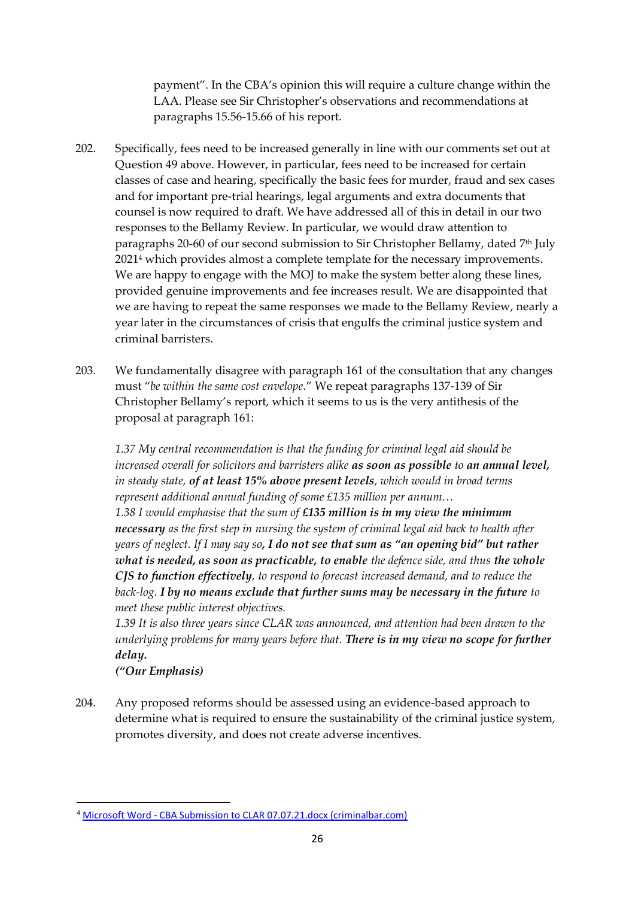payment". In the CBA's opinion this will require a culture change within the LAA. Please see Sir Christopher's observations and recommendations at paragraphs 15.56-15.66 of his report.

202. Specifically, fees need to be increased generally in line with our comments set out at Question 49 above. However, in particular, fees need to be increased for certain classes of case and hearing, specifically the basic fees for murder, fraud and sex cases and for important pre-trial hearings, legal arguments and extra documents that counsel is now required to draft. We have addressed all of this in detail in our two responses to the Bellamy Review. In particular, we would draw attention to paragraphs 20-60 of our second submission to Sir Christopher Bellamy, dated 7th July 2021[4] which provides almost a complete template for the necessary improvements. We are happy to engage with the MOJ to make the system better along these lines, provided genuine improvements and fee increases result. We are disappointed that we are having to repeat the same responses we made to the Bellamy Review, nearly a year later in the circumstances of crisis that engulfs the criminal justice system and criminal barristers.

203. We fundamentally disagree with paragraph 161 of the consultation that any changes must "*be within the same cost envelope*." We repeat paragraphs 137-139 of Sir Christopher Bellamy's report, which it seems to us is the very antithesis of the proposal at paragraph 161:

> *1.37 My central recommendation is that the funding for criminal legal aid should be increased overall for solicitors and barristers alike* ***as soon as possible*** *to* ***an annual level,*** *in steady state,* ***of at least 15% above present levels****, which would in broad terms represent additional annual funding of some £135 million per annum…*
>
> *1.38 I would emphasise that the sum of* ***£135 million is in my view the minimum necessary*** *as the first step in nursing the system of criminal legal aid back to health after years of neglect. If I may say so****, I do not see that sum as "an opening bid" but rather what is needed, as soon as practicable, to enable*** *the defence side, and thus* ***the whole CJS to function effectively****, to respond to forecast increased demand, and to reduce the back-log.* ***I by no means exclude that further sums may be necessary in the future*** *to meet these public interest objectives.*
>
> *1.39 It is also three years since CLAR was announced, and attention had been drawn to the underlying problems for many years before that.* ***There is in my view no scope for further delay.***
>
> ***("Our Emphasis)***

204. Any proposed reforms should be assessed using an evidence-based approach to determine what is required to ensure the sustainability of the criminal justice system, promotes diversity, and does not create adverse incentives.

---

[4] Microsoft Word - CBA Submission to CLAR 07.07.21.docx (criminalbar.com)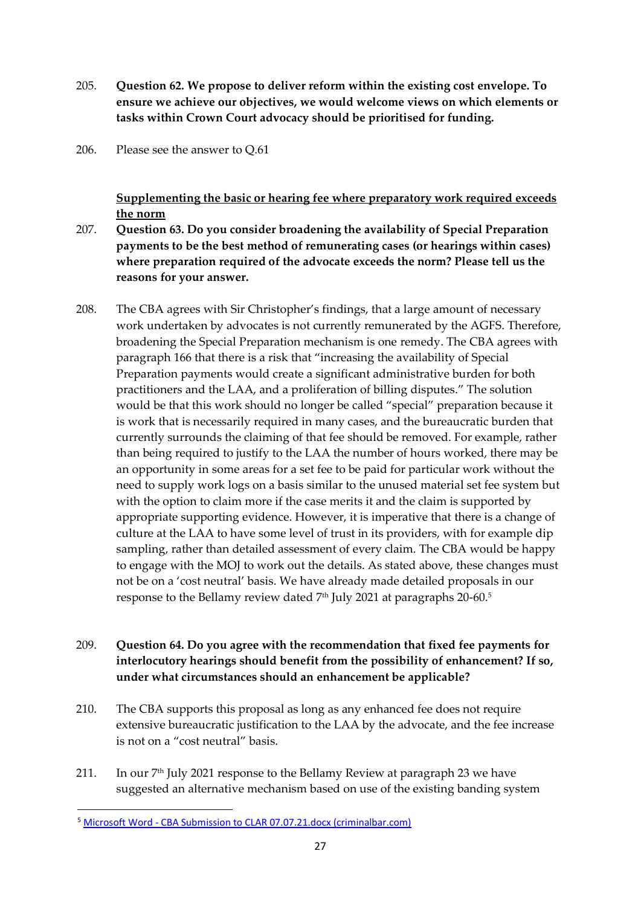205. **Question 62. We propose to deliver reform within the existing cost envelope. To ensure we achieve our objectives, we would welcome views on which elements or tasks within Crown Court advocacy should be prioritised for funding.**

206. Please see the answer to Q.61

**<u>Supplementing the basic or hearing fee where preparatory work required exceeds the norm</u>**

207. **Question 63. Do you consider broadening the availability of Special Preparation payments to be the best method of remunerating cases (or hearings within cases) where preparation required of the advocate exceeds the norm? Please tell us the reasons for your answer.**

208. The CBA agrees with Sir Christopher's findings, that a large amount of necessary work undertaken by advocates is not currently remunerated by the AGFS. Therefore, broadening the Special Preparation mechanism is one remedy. The CBA agrees with paragraph 166 that there is a risk that "increasing the availability of Special Preparation payments would create a significant administrative burden for both practitioners and the LAA, and a proliferation of billing disputes." The solution would be that this work should no longer be called "special" preparation because it is work that is necessarily required in many cases, and the bureaucratic burden that currently surrounds the claiming of that fee should be removed. For example, rather than being required to justify to the LAA the number of hours worked, there may be an opportunity in some areas for a set fee to be paid for particular work without the need to supply work logs on a basis similar to the unused material set fee system but with the option to claim more if the case merits it and the claim is supported by appropriate supporting evidence. However, it is imperative that there is a change of culture at the LAA to have some level of trust in its providers, with for example dip sampling, rather than detailed assessment of every claim. The CBA would be happy to engage with the MOJ to work out the details. As stated above, these changes must not be on a 'cost neutral' basis. We have already made detailed proposals in our response to the Bellamy review dated 7th July 2021 at paragraphs 20-60.[5]

209. **Question 64. Do you agree with the recommendation that fixed fee payments for interlocutory hearings should benefit from the possibility of enhancement? If so, under what circumstances should an enhancement be applicable?**

210. The CBA supports this proposal as long as any enhanced fee does not require extensive bureaucratic justification to the LAA by the advocate, and the fee increase is not on a "cost neutral" basis.

211. In our 7th July 2021 response to the Bellamy Review at paragraph 23 we have suggested an alternative mechanism based on use of the existing banding system

---

[5] [Microsoft Word - CBA Submission to CLAR 07.07.21.docx (criminalbar.com)]()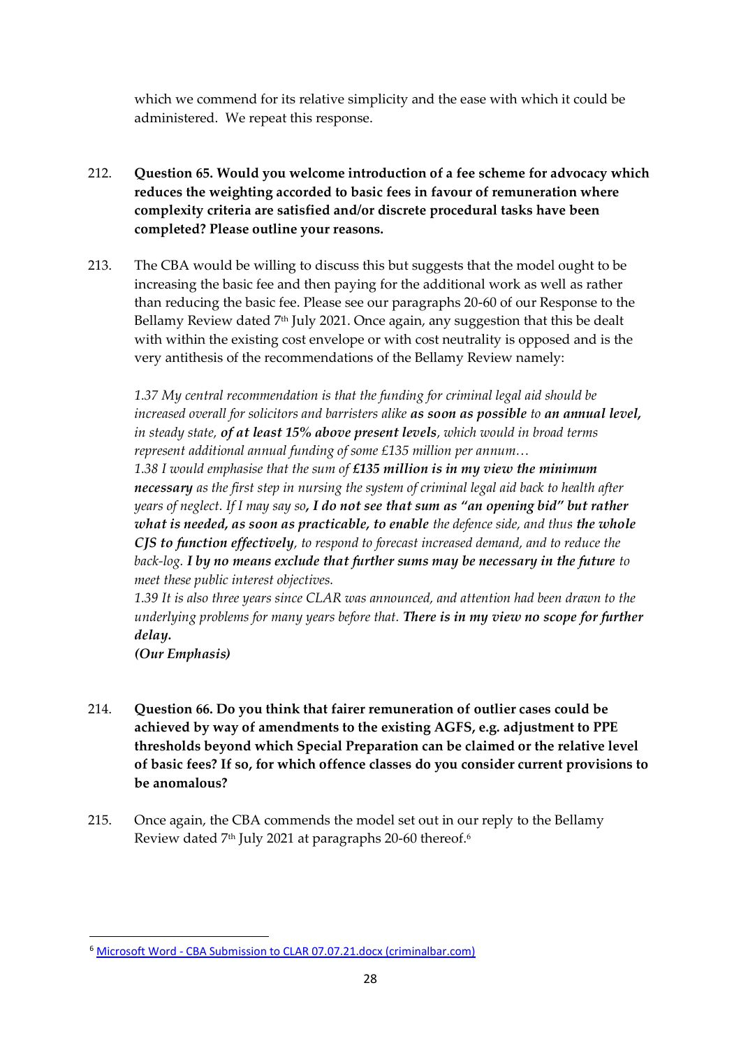which we commend for its relative simplicity and the ease with which it could be administered. We repeat this response.

212. **Question 65. Would you welcome introduction of a fee scheme for advocacy which reduces the weighting accorded to basic fees in favour of remuneration where complexity criteria are satisfied and/or discrete procedural tasks have been completed? Please outline your reasons.**

213. The CBA would be willing to discuss this but suggests that the model ought to be increasing the basic fee and then paying for the additional work as well as rather than reducing the basic fee. Please see our paragraphs 20-60 of our Response to the Bellamy Review dated 7th July 2021. Once again, any suggestion that this be dealt with within the existing cost envelope or with cost neutrality is opposed and is the very antithesis of the recommendations of the Bellamy Review namely:

*1.37 My central recommendation is that the funding for criminal legal aid should be increased overall for solicitors and barristers alike **as soon as possible** to **an annual level,** in steady state, **of at least 15% above present levels**, which would in broad terms represent additional annual funding of some £135 million per annum…*
*1.38 I would emphasise that the sum of **£135 million is in my view the minimum necessary** as the first step in nursing the system of criminal legal aid back to health after years of neglect. If I may say so**, I do not see that sum as "an opening bid" but rather what is needed, as soon as practicable, to enable** the defence side, and thus **the whole CJS to function effectively**, to respond to forecast increased demand, and to reduce the back-log. **I by no means exclude that further sums may be necessary in the future** to meet these public interest objectives.*
*1.39 It is also three years since CLAR was announced, and attention had been drawn to the underlying problems for many years before that. **There is in my view no scope for further delay.***
***(Our Emphasis)***

214. **Question 66. Do you think that fairer remuneration of outlier cases could be achieved by way of amendments to the existing AGFS, e.g. adjustment to PPE thresholds beyond which Special Preparation can be claimed or the relative level of basic fees? If so, for which offence classes do you consider current provisions to be anomalous?**

215. Once again, the CBA commends the model set out in our reply to the Bellamy Review dated 7th July 2021 at paragraphs 20-60 thereof.[6]

---

[6] Microsoft Word - CBA Submission to CLAR 07.07.21.docx (criminalbar.com)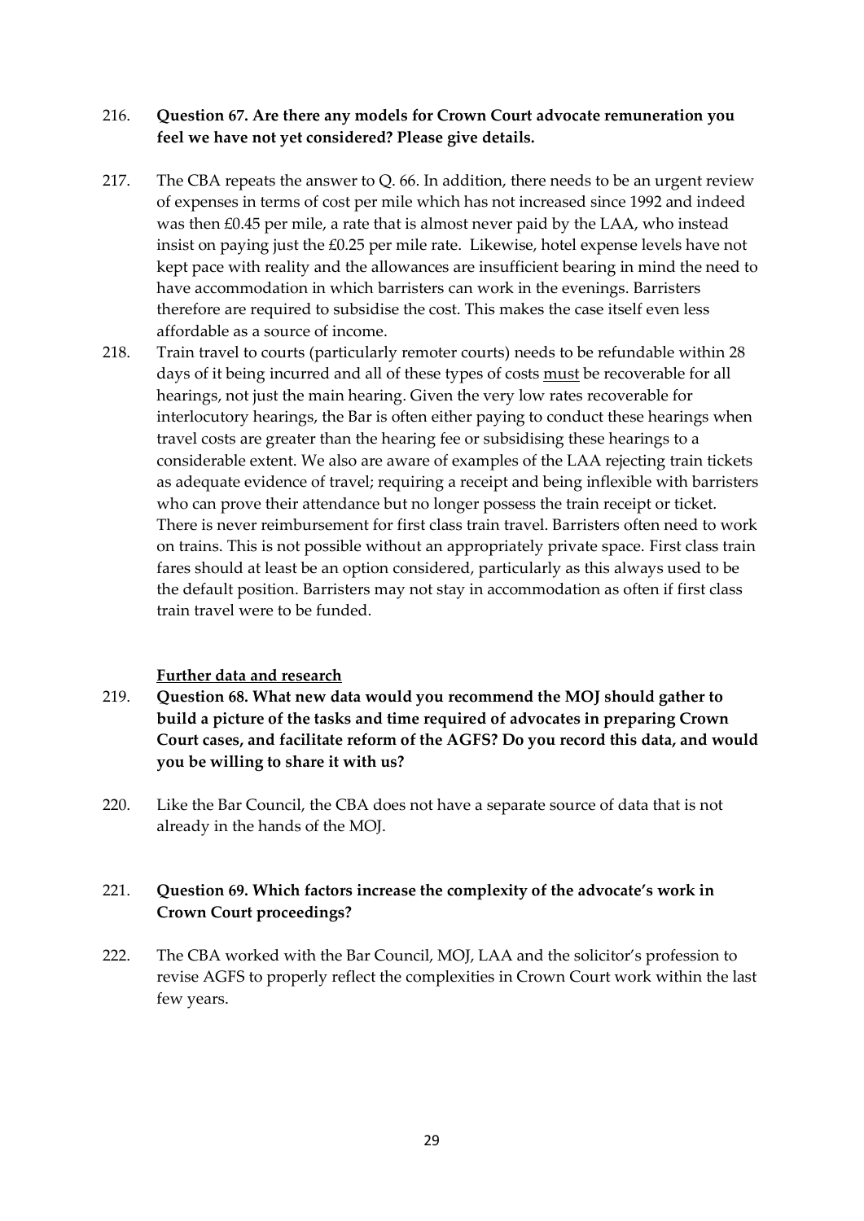216. **Question 67. Are there any models for Crown Court advocate remuneration you feel we have not yet considered? Please give details.**

217. The CBA repeats the answer to Q. 66. In addition, there needs to be an urgent review of expenses in terms of cost per mile which has not increased since 1992 and indeed was then £0.45 per mile, a rate that is almost never paid by the LAA, who instead insist on paying just the £0.25 per mile rate. Likewise, hotel expense levels have not kept pace with reality and the allowances are insufficient bearing in mind the need to have accommodation in which barristers can work in the evenings. Barristers therefore are required to subsidise the cost. This makes the case itself even less affordable as a source of income.

218. Train travel to courts (particularly remoter courts) needs to be refundable within 28 days of it being incurred and all of these types of costs <u>must</u> be recoverable for all hearings, not just the main hearing. Given the very low rates recoverable for interlocutory hearings, the Bar is often either paying to conduct these hearings when travel costs are greater than the hearing fee or subsidising these hearings to a considerable extent. We also are aware of examples of the LAA rejecting train tickets as adequate evidence of travel; requiring a receipt and being inflexible with barristers who can prove their attendance but no longer possess the train receipt or ticket. There is never reimbursement for first class train travel. Barristers often need to work on trains. This is not possible without an appropriately private space. First class train fares should at least be an option considered, particularly as this always used to be the default position. Barristers may not stay in accommodation as often if first class train travel were to be funded.

**<u>Further data and research</u>**

219. **Question 68. What new data would you recommend the MOJ should gather to build a picture of the tasks and time required of advocates in preparing Crown Court cases, and facilitate reform of the AGFS? Do you record this data, and would you be willing to share it with us?**

220. Like the Bar Council, the CBA does not have a separate source of data that is not already in the hands of the MOJ.

221. **Question 69. Which factors increase the complexity of the advocate's work in Crown Court proceedings?**

222. The CBA worked with the Bar Council, MOJ, LAA and the solicitor's profession to revise AGFS to properly reflect the complexities in Crown Court work within the last few years.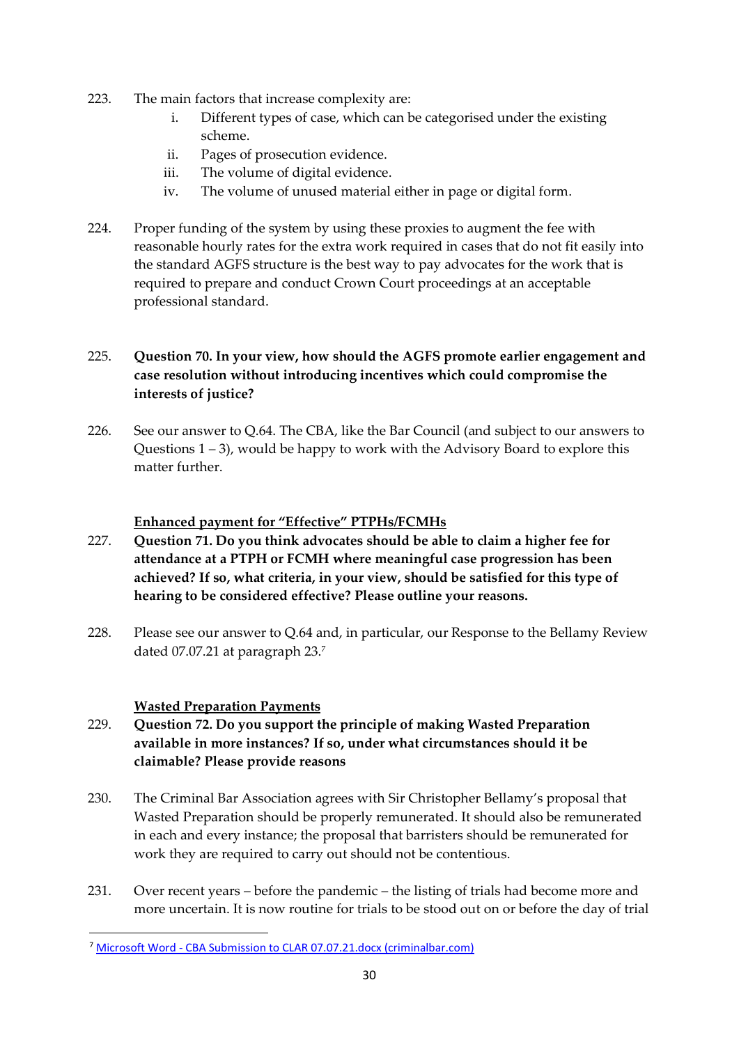223. The main factors that increase complexity are:

   i. Different types of case, which can be categorised under the existing scheme.
   ii. Pages of prosecution evidence.
   iii. The volume of digital evidence.
   iv. The volume of unused material either in page or digital form.

224. Proper funding of the system by using these proxies to augment the fee with reasonable hourly rates for the extra work required in cases that do not fit easily into the standard AGFS structure is the best way to pay advocates for the work that is required to prepare and conduct Crown Court proceedings at an acceptable professional standard.

225. **Question 70. In your view, how should the AGFS promote earlier engagement and case resolution without introducing incentives which could compromise the interests of justice?**

226. See our answer to Q.64. The CBA, like the Bar Council (and subject to our answers to Questions 1 – 3), would be happy to work with the Advisory Board to explore this matter further.

**<u>Enhanced payment for "Effective" PTPHs/FCMHs</u>**

227. **Question 71. Do you think advocates should be able to claim a higher fee for attendance at a PTPH or FCMH where meaningful case progression has been achieved? If so, what criteria, in your view, should be satisfied for this type of hearing to be considered effective? Please outline your reasons.**

228. Please see our answer to Q.64 and, in particular, our Response to the Bellamy Review dated 07.07.21 at paragraph 23.[7]

**<u>Wasted Preparation Payments</u>**

229. **Question 72. Do you support the principle of making Wasted Preparation available in more instances? If so, under what circumstances should it be claimable? Please provide reasons**

230. The Criminal Bar Association agrees with Sir Christopher Bellamy's proposal that Wasted Preparation should be properly remunerated. It should also be remunerated in each and every instance; the proposal that barristers should be remunerated for work they are required to carry out should not be contentious.

231. Over recent years – before the pandemic – the listing of trials had become more and more uncertain. It is now routine for trials to be stood out on or before the day of trial

---

[7] Microsoft Word - CBA Submission to CLAR 07.07.21.docx (criminalbar.com)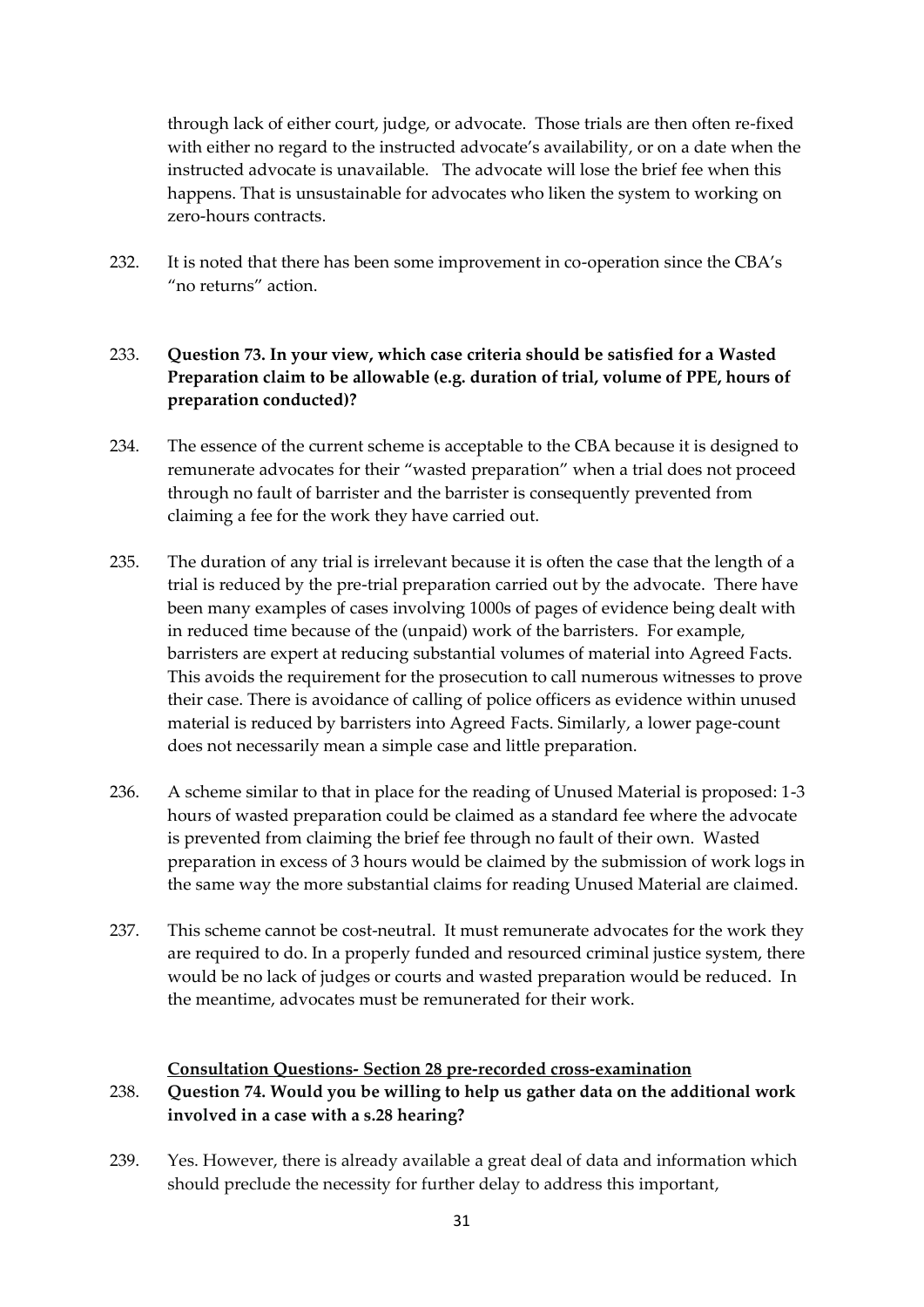through lack of either court, judge, or advocate. Those trials are then often re-fixed with either no regard to the instructed advocate's availability, or on a date when the instructed advocate is unavailable. The advocate will lose the brief fee when this happens. That is unsustainable for advocates who liken the system to working on zero-hours contracts.

232. It is noted that there has been some improvement in co-operation since the CBA's "no returns" action.

233. **Question 73. In your view, which case criteria should be satisfied for a Wasted Preparation claim to be allowable (e.g. duration of trial, volume of PPE, hours of preparation conducted)?**

234. The essence of the current scheme is acceptable to the CBA because it is designed to remunerate advocates for their "wasted preparation" when a trial does not proceed through no fault of barrister and the barrister is consequently prevented from claiming a fee for the work they have carried out.

235. The duration of any trial is irrelevant because it is often the case that the length of a trial is reduced by the pre-trial preparation carried out by the advocate. There have been many examples of cases involving 1000s of pages of evidence being dealt with in reduced time because of the (unpaid) work of the barristers. For example, barristers are expert at reducing substantial volumes of material into Agreed Facts. This avoids the requirement for the prosecution to call numerous witnesses to prove their case. There is avoidance of calling of police officers as evidence within unused material is reduced by barristers into Agreed Facts. Similarly, a lower page-count does not necessarily mean a simple case and little preparation.

236. A scheme similar to that in place for the reading of Unused Material is proposed: 1-3 hours of wasted preparation could be claimed as a standard fee where the advocate is prevented from claiming the brief fee through no fault of their own. Wasted preparation in excess of 3 hours would be claimed by the submission of work logs in the same way the more substantial claims for reading Unused Material are claimed.

237. This scheme cannot be cost-neutral. It must remunerate advocates for the work they are required to do. In a properly funded and resourced criminal justice system, there would be no lack of judges or courts and wasted preparation would be reduced. In the meantime, advocates must be remunerated for their work.

**Consultation Questions- Section 28 pre-recorded cross-examination**

238. **Question 74. Would you be willing to help us gather data on the additional work involved in a case with a s.28 hearing?**

239. Yes. However, there is already available a great deal of data and information which should preclude the necessity for further delay to address this important,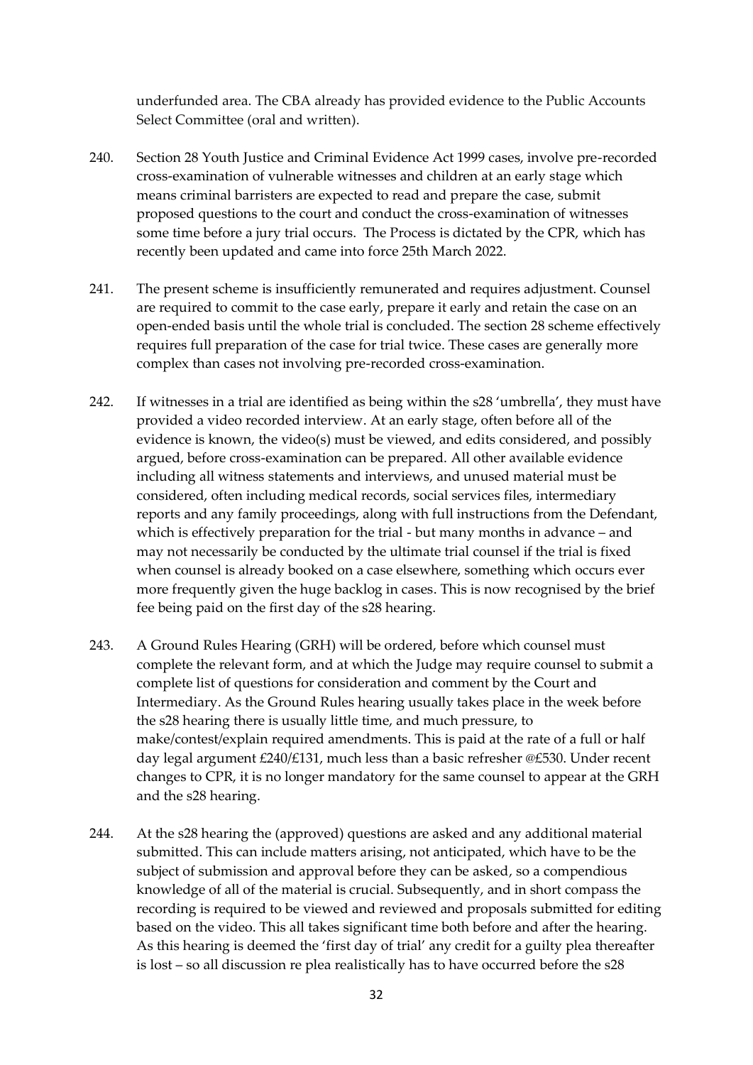underfunded area. The CBA already has provided evidence to the Public Accounts Select Committee (oral and written).

240. Section 28 Youth Justice and Criminal Evidence Act 1999 cases, involve pre-recorded cross-examination of vulnerable witnesses and children at an early stage which means criminal barristers are expected to read and prepare the case, submit proposed questions to the court and conduct the cross-examination of witnesses some time before a jury trial occurs. The Process is dictated by the CPR, which has recently been updated and came into force 25th March 2022.

241. The present scheme is insufficiently remunerated and requires adjustment. Counsel are required to commit to the case early, prepare it early and retain the case on an open-ended basis until the whole trial is concluded. The section 28 scheme effectively requires full preparation of the case for trial twice. These cases are generally more complex than cases not involving pre-recorded cross-examination.

242. If witnesses in a trial are identified as being within the s28 'umbrella', they must have provided a video recorded interview. At an early stage, often before all of the evidence is known, the video(s) must be viewed, and edits considered, and possibly argued, before cross-examination can be prepared. All other available evidence including all witness statements and interviews, and unused material must be considered, often including medical records, social services files, intermediary reports and any family proceedings, along with full instructions from the Defendant, which is effectively preparation for the trial - but many months in advance – and may not necessarily be conducted by the ultimate trial counsel if the trial is fixed when counsel is already booked on a case elsewhere, something which occurs ever more frequently given the huge backlog in cases. This is now recognised by the brief fee being paid on the first day of the s28 hearing.

243. A Ground Rules Hearing (GRH) will be ordered, before which counsel must complete the relevant form, and at which the Judge may require counsel to submit a complete list of questions for consideration and comment by the Court and Intermediary. As the Ground Rules hearing usually takes place in the week before the s28 hearing there is usually little time, and much pressure, to make/contest/explain required amendments. This is paid at the rate of a full or half day legal argument £240/£131, much less than a basic refresher @£530. Under recent changes to CPR, it is no longer mandatory for the same counsel to appear at the GRH and the s28 hearing.

244. At the s28 hearing the (approved) questions are asked and any additional material submitted. This can include matters arising, not anticipated, which have to be the subject of submission and approval before they can be asked, so a compendious knowledge of all of the material is crucial. Subsequently, and in short compass the recording is required to be viewed and reviewed and proposals submitted for editing based on the video. This all takes significant time both before and after the hearing. As this hearing is deemed the 'first day of trial' any credit for a guilty plea thereafter is lost – so all discussion re plea realistically has to have occurred before the s28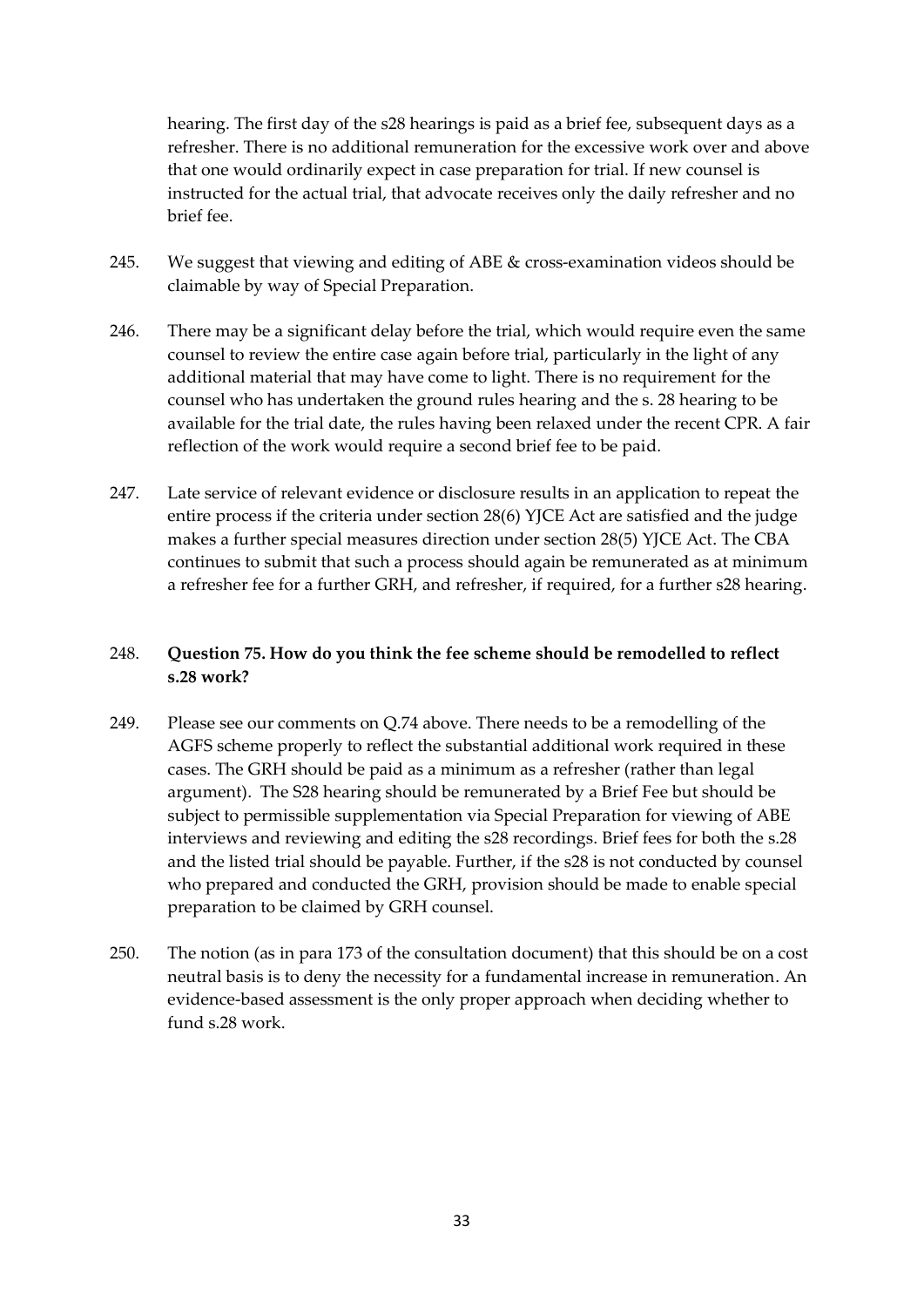hearing. The first day of the s28 hearings is paid as a brief fee, subsequent days as a refresher. There is no additional remuneration for the excessive work over and above that one would ordinarily expect in case preparation for trial. If new counsel is instructed for the actual trial, that advocate receives only the daily refresher and no brief fee.

245. We suggest that viewing and editing of ABE & cross-examination videos should be claimable by way of Special Preparation.

246. There may be a significant delay before the trial, which would require even the same counsel to review the entire case again before trial, particularly in the light of any additional material that may have come to light. There is no requirement for the counsel who has undertaken the ground rules hearing and the s. 28 hearing to be available for the trial date, the rules having been relaxed under the recent CPR. A fair reflection of the work would require a second brief fee to be paid.

247. Late service of relevant evidence or disclosure results in an application to repeat the entire process if the criteria under section 28(6) YJCE Act are satisfied and the judge makes a further special measures direction under section 28(5) YJCE Act. The CBA continues to submit that such a process should again be remunerated as at minimum a refresher fee for a further GRH, and refresher, if required, for a further s28 hearing.

248. **Question 75. How do you think the fee scheme should be remodelled to reflect s.28 work?**

249. Please see our comments on Q.74 above. There needs to be a remodelling of the AGFS scheme properly to reflect the substantial additional work required in these cases. The GRH should be paid as a minimum as a refresher (rather than legal argument). The S28 hearing should be remunerated by a Brief Fee but should be subject to permissible supplementation via Special Preparation for viewing of ABE interviews and reviewing and editing the s28 recordings. Brief fees for both the s.28 and the listed trial should be payable. Further, if the s28 is not conducted by counsel who prepared and conducted the GRH, provision should be made to enable special preparation to be claimed by GRH counsel.

250. The notion (as in para 173 of the consultation document) that this should be on a cost neutral basis is to deny the necessity for a fundamental increase in remuneration. An evidence-based assessment is the only proper approach when deciding whether to fund s.28 work.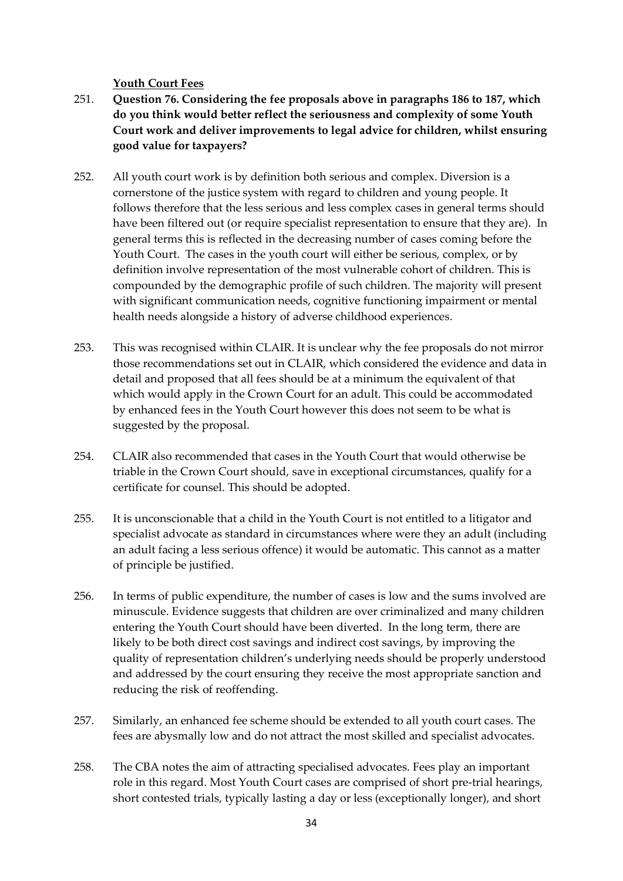**<u>Youth Court Fees</u>**

251. **Question 76. Considering the fee proposals above in paragraphs 186 to 187, which do you think would better reflect the seriousness and complexity of some Youth Court work and deliver improvements to legal advice for children, whilst ensuring good value for taxpayers?**

252. All youth court work is by definition both serious and complex. Diversion is a cornerstone of the justice system with regard to children and young people. It follows therefore that the less serious and less complex cases in general terms should have been filtered out (or require specialist representation to ensure that they are). In general terms this is reflected in the decreasing number of cases coming before the Youth Court. The cases in the youth court will either be serious, complex, or by definition involve representation of the most vulnerable cohort of children. This is compounded by the demographic profile of such children. The majority will present with significant communication needs, cognitive functioning impairment or mental health needs alongside a history of adverse childhood experiences.

253. This was recognised within CLAIR. It is unclear why the fee proposals do not mirror those recommendations set out in CLAIR, which considered the evidence and data in detail and proposed that all fees should be at a minimum the equivalent of that which would apply in the Crown Court for an adult. This could be accommodated by enhanced fees in the Youth Court however this does not seem to be what is suggested by the proposal.

254. CLAIR also recommended that cases in the Youth Court that would otherwise be triable in the Crown Court should, save in exceptional circumstances, qualify for a certificate for counsel. This should be adopted.

255. It is unconscionable that a child in the Youth Court is not entitled to a litigator and specialist advocate as standard in circumstances where were they an adult (including an adult facing a less serious offence) it would be automatic. This cannot as a matter of principle be justified.

256. In terms of public expenditure, the number of cases is low and the sums involved are minuscule. Evidence suggests that children are over criminalized and many children entering the Youth Court should have been diverted. In the long term, there are likely to be both direct cost savings and indirect cost savings, by improving the quality of representation children's underlying needs should be properly understood and addressed by the court ensuring they receive the most appropriate sanction and reducing the risk of reoffending.

257. Similarly, an enhanced fee scheme should be extended to all youth court cases. The fees are abysmally low and do not attract the most skilled and specialist advocates.

258. The CBA notes the aim of attracting specialised advocates. Fees play an important role in this regard. Most Youth Court cases are comprised of short pre-trial hearings, short contested trials, typically lasting a day or less (exceptionally longer), and short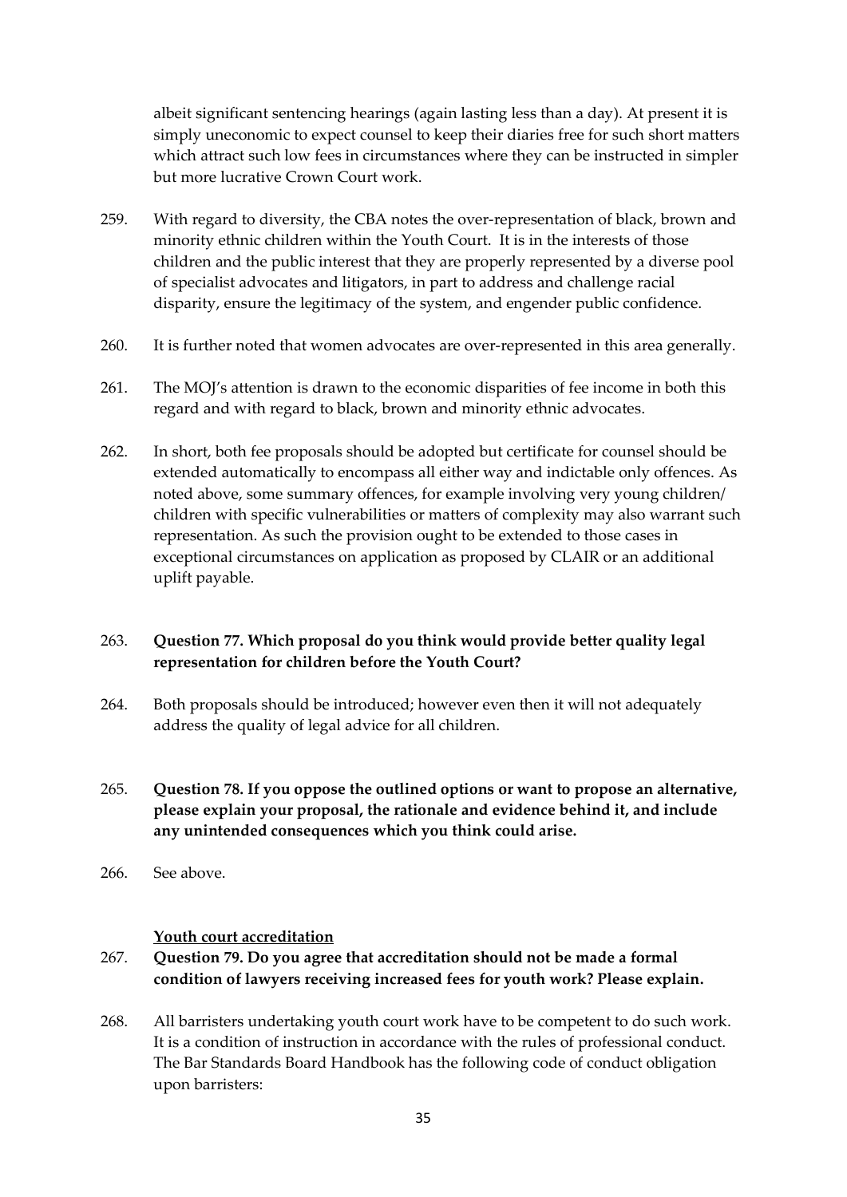albeit significant sentencing hearings (again lasting less than a day). At present it is simply uneconomic to expect counsel to keep their diaries free for such short matters which attract such low fees in circumstances where they can be instructed in simpler but more lucrative Crown Court work.

259. With regard to diversity, the CBA notes the over-representation of black, brown and minority ethnic children within the Youth Court. It is in the interests of those children and the public interest that they are properly represented by a diverse pool of specialist advocates and litigators, in part to address and challenge racial disparity, ensure the legitimacy of the system, and engender public confidence.

260. It is further noted that women advocates are over-represented in this area generally.

261. The MOJ's attention is drawn to the economic disparities of fee income in both this regard and with regard to black, brown and minority ethnic advocates.

262. In short, both fee proposals should be adopted but certificate for counsel should be extended automatically to encompass all either way and indictable only offences. As noted above, some summary offences, for example involving very young children/ children with specific vulnerabilities or matters of complexity may also warrant such representation. As such the provision ought to be extended to those cases in exceptional circumstances on application as proposed by CLAIR or an additional uplift payable.

263. **Question 77. Which proposal do you think would provide better quality legal representation for children before the Youth Court?**

264. Both proposals should be introduced; however even then it will not adequately address the quality of legal advice for all children.

265. **Question 78. If you oppose the outlined options or want to propose an alternative, please explain your proposal, the rationale and evidence behind it, and include any unintended consequences which you think could arise.**

266. See above.

**Youth court accreditation**

267. **Question 79. Do you agree that accreditation should not be made a formal condition of lawyers receiving increased fees for youth work? Please explain.**

268. All barristers undertaking youth court work have to be competent to do such work. It is a condition of instruction in accordance with the rules of professional conduct. The Bar Standards Board Handbook has the following code of conduct obligation upon barristers: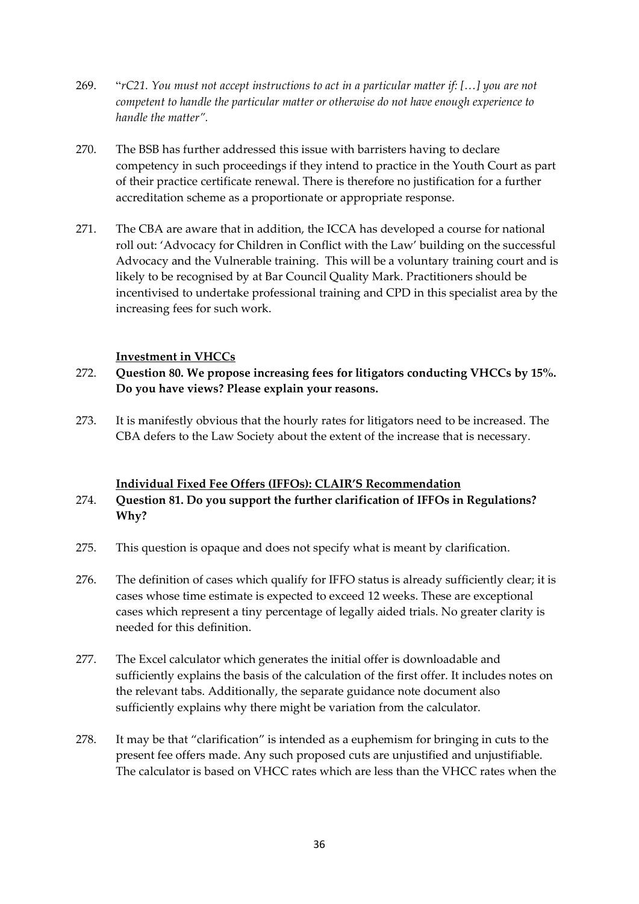269. "*rC21. You must not accept instructions to act in a particular matter if: […] you are not competent to handle the particular matter or otherwise do not have enough experience to handle the matter".*

270. The BSB has further addressed this issue with barristers having to declare competency in such proceedings if they intend to practice in the Youth Court as part of their practice certificate renewal. There is therefore no justification for a further accreditation scheme as a proportionate or appropriate response.

271. The CBA are aware that in addition, the ICCA has developed a course for national roll out: 'Advocacy for Children in Conflict with the Law' building on the successful Advocacy and the Vulnerable training. This will be a voluntary training court and is likely to be recognised by at Bar Council Quality Mark. Practitioners should be incentivised to undertake professional training and CPD in this specialist area by the increasing fees for such work.

**Investment in VHCCs**

272. **Question 80. We propose increasing fees for litigators conducting VHCCs by 15%. Do you have views? Please explain your reasons.**

273. It is manifestly obvious that the hourly rates for litigators need to be increased. The CBA defers to the Law Society about the extent of the increase that is necessary.

**Individual Fixed Fee Offers (IFFOs): CLAIR'S Recommendation**

274. **Question 81. Do you support the further clarification of IFFOs in Regulations? Why?**

275. This question is opaque and does not specify what is meant by clarification.

276. The definition of cases which qualify for IFFO status is already sufficiently clear; it is cases whose time estimate is expected to exceed 12 weeks. These are exceptional cases which represent a tiny percentage of legally aided trials. No greater clarity is needed for this definition.

277. The Excel calculator which generates the initial offer is downloadable and sufficiently explains the basis of the calculation of the first offer. It includes notes on the relevant tabs. Additionally, the separate guidance note document also sufficiently explains why there might be variation from the calculator.

278. It may be that "clarification" is intended as a euphemism for bringing in cuts to the present fee offers made. Any such proposed cuts are unjustified and unjustifiable. The calculator is based on VHCC rates which are less than the VHCC rates when the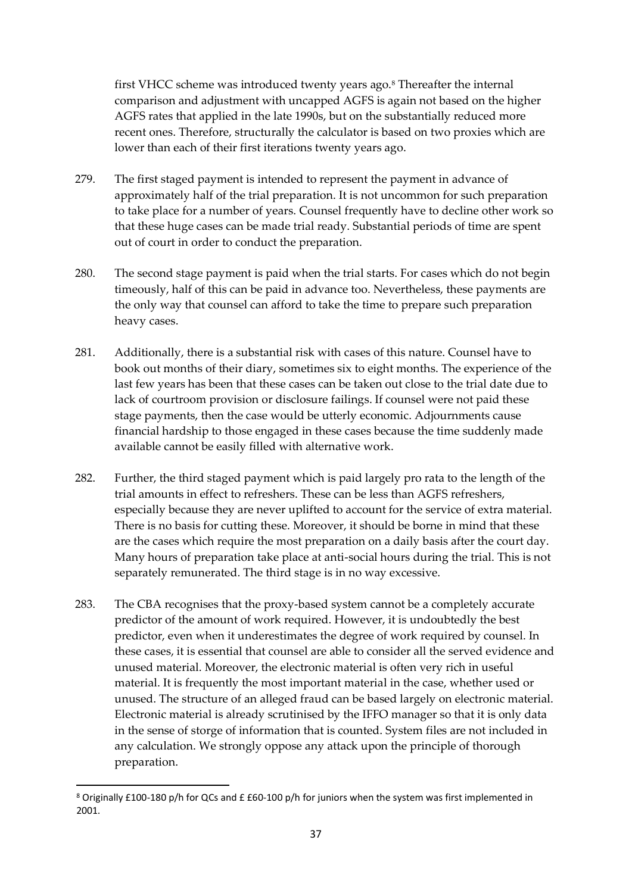first VHCC scheme was introduced twenty years ago.[8] Thereafter the internal comparison and adjustment with uncapped AGFS is again not based on the higher AGFS rates that applied in the late 1990s, but on the substantially reduced more recent ones. Therefore, structurally the calculator is based on two proxies which are lower than each of their first iterations twenty years ago.

279. The first staged payment is intended to represent the payment in advance of approximately half of the trial preparation. It is not uncommon for such preparation to take place for a number of years. Counsel frequently have to decline other work so that these huge cases can be made trial ready. Substantial periods of time are spent out of court in order to conduct the preparation.

280. The second stage payment is paid when the trial starts. For cases which do not begin timeously, half of this can be paid in advance too. Nevertheless, these payments are the only way that counsel can afford to take the time to prepare such preparation heavy cases.

281. Additionally, there is a substantial risk with cases of this nature. Counsel have to book out months of their diary, sometimes six to eight months. The experience of the last few years has been that these cases can be taken out close to the trial date due to lack of courtroom provision or disclosure failings. If counsel were not paid these stage payments, then the case would be utterly economic. Adjournments cause financial hardship to those engaged in these cases because the time suddenly made available cannot be easily filled with alternative work.

282. Further, the third staged payment which is paid largely pro rata to the length of the trial amounts in effect to refreshers. These can be less than AGFS refreshers, especially because they are never uplifted to account for the service of extra material. There is no basis for cutting these. Moreover, it should be borne in mind that these are the cases which require the most preparation on a daily basis after the court day. Many hours of preparation take place at anti-social hours during the trial. This is not separately remunerated. The third stage is in no way excessive.

283. The CBA recognises that the proxy-based system cannot be a completely accurate predictor of the amount of work required. However, it is undoubtedly the best predictor, even when it underestimates the degree of work required by counsel. In these cases, it is essential that counsel are able to consider all the served evidence and unused material. Moreover, the electronic material is often very rich in useful material. It is frequently the most important material in the case, whether used or unused. The structure of an alleged fraud can be based largely on electronic material. Electronic material is already scrutinised by the IFFO manager so that it is only data in the sense of storge of information that is counted. System files are not included in any calculation. We strongly oppose any attack upon the principle of thorough preparation.

[8] Originally £100-180 p/h for QCs and £ £60-100 p/h for juniors when the system was first implemented in 2001.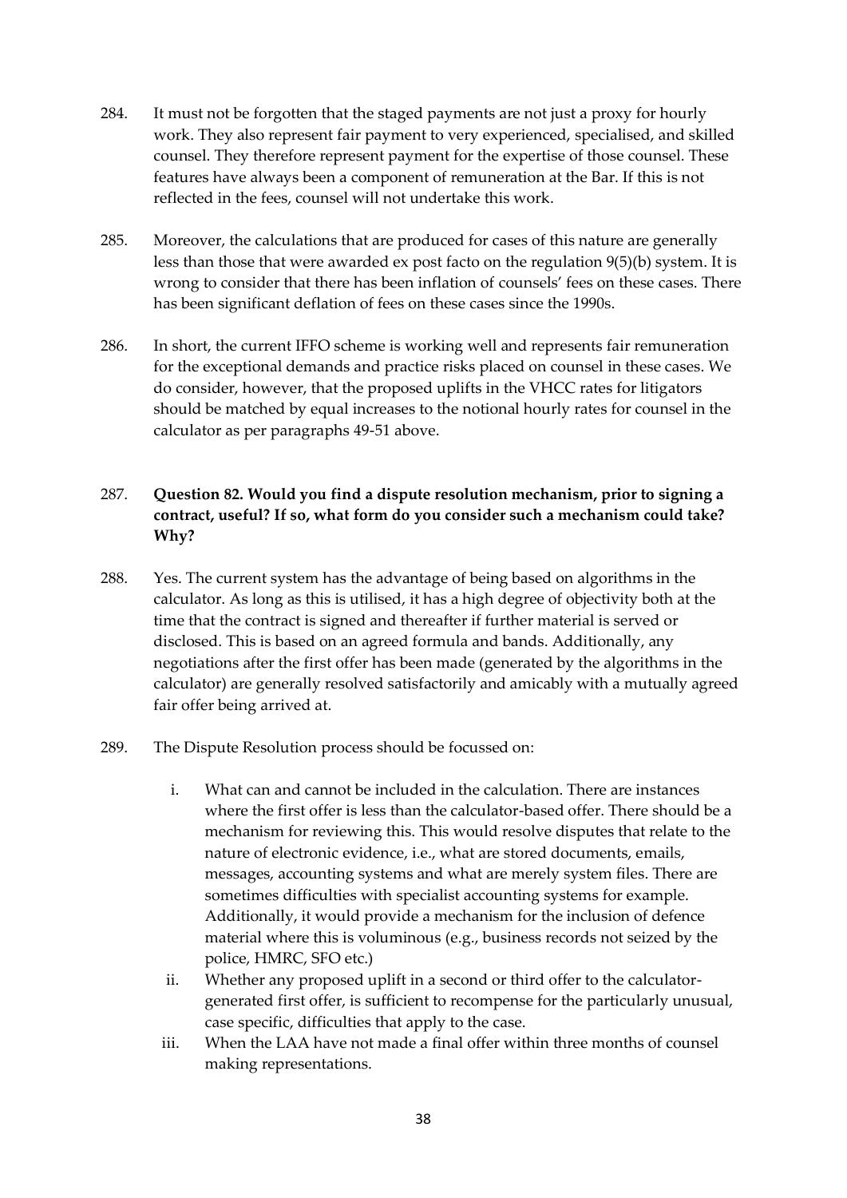284. It must not be forgotten that the staged payments are not just a proxy for hourly work. They also represent fair payment to very experienced, specialised, and skilled counsel. They therefore represent payment for the expertise of those counsel. These features have always been a component of remuneration at the Bar. If this is not reflected in the fees, counsel will not undertake this work.

285. Moreover, the calculations that are produced for cases of this nature are generally less than those that were awarded ex post facto on the regulation 9(5)(b) system. It is wrong to consider that there has been inflation of counsels' fees on these cases. There has been significant deflation of fees on these cases since the 1990s.

286. In short, the current IFFO scheme is working well and represents fair remuneration for the exceptional demands and practice risks placed on counsel in these cases. We do consider, however, that the proposed uplifts in the VHCC rates for litigators should be matched by equal increases to the notional hourly rates for counsel in the calculator as per paragraphs 49-51 above.

287. **Question 82. Would you find a dispute resolution mechanism, prior to signing a contract, useful? If so, what form do you consider such a mechanism could take? Why?**

288. Yes. The current system has the advantage of being based on algorithms in the calculator. As long as this is utilised, it has a high degree of objectivity both at the time that the contract is signed and thereafter if further material is served or disclosed. This is based on an agreed formula and bands. Additionally, any negotiations after the first offer has been made (generated by the algorithms in the calculator) are generally resolved satisfactorily and amicably with a mutually agreed fair offer being arrived at.

289. The Dispute Resolution process should be focussed on:

   i. What can and cannot be included in the calculation. There are instances where the first offer is less than the calculator-based offer. There should be a mechanism for reviewing this. This would resolve disputes that relate to the nature of electronic evidence, i.e., what are stored documents, emails, messages, accounting systems and what are merely system files. There are sometimes difficulties with specialist accounting systems for example. Additionally, it would provide a mechanism for the inclusion of defence material where this is voluminous (e.g., business records not seized by the police, HMRC, SFO etc.)

   ii. Whether any proposed uplift in a second or third offer to the calculator-generated first offer, is sufficient to recompense for the particularly unusual, case specific, difficulties that apply to the case.

   iii. When the LAA have not made a final offer within three months of counsel making representations.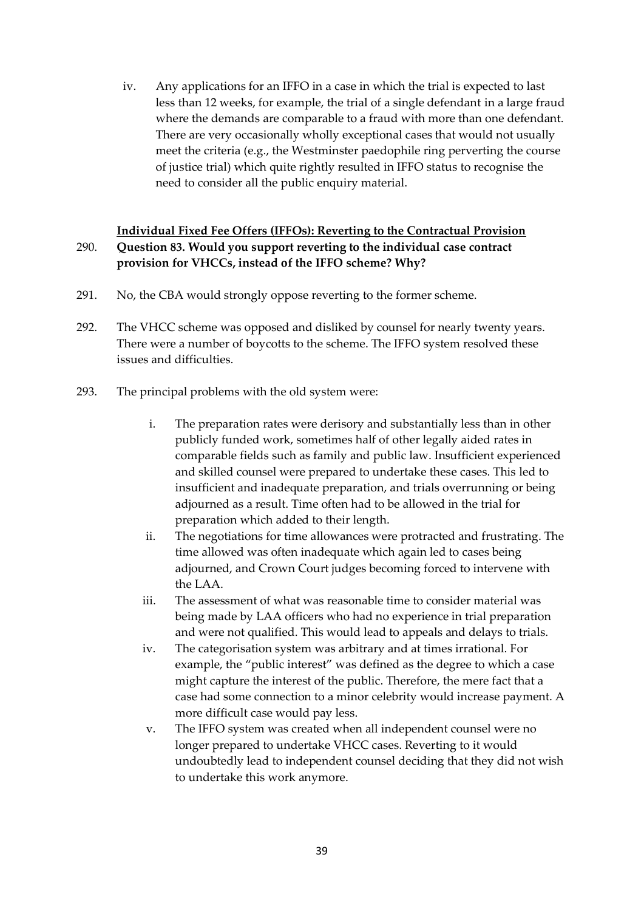iv. Any applications for an IFFO in a case in which the trial is expected to last less than 12 weeks, for example, the trial of a single defendant in a large fraud where the demands are comparable to a fraud with more than one defendant. There are very occasionally wholly exceptional cases that would not usually meet the criteria (e.g., the Westminster paedophile ring perverting the course of justice trial) which quite rightly resulted in IFFO status to recognise the need to consider all the public enquiry material.

**<u>Individual Fixed Fee Offers (IFFOs): Reverting to the Contractual Provision</u>**

290. **Question 83. Would you support reverting to the individual case contract provision for VHCCs, instead of the IFFO scheme? Why?**

291. No, the CBA would strongly oppose reverting to the former scheme.

292. The VHCC scheme was opposed and disliked by counsel for nearly twenty years. There were a number of boycotts to the scheme. The IFFO system resolved these issues and difficulties.

293. The principal problems with the old system were:

   i. The preparation rates were derisory and substantially less than in other publicly funded work, sometimes half of other legally aided rates in comparable fields such as family and public law. Insufficient experienced and skilled counsel were prepared to undertake these cases. This led to insufficient and inadequate preparation, and trials overrunning or being adjourned as a result. Time often had to be allowed in the trial for preparation which added to their length.

   ii. The negotiations for time allowances were protracted and frustrating. The time allowed was often inadequate which again led to cases being adjourned, and Crown Court judges becoming forced to intervene with the LAA.

   iii. The assessment of what was reasonable time to consider material was being made by LAA officers who had no experience in trial preparation and were not qualified. This would lead to appeals and delays to trials.

   iv. The categorisation system was arbitrary and at times irrational. For example, the "public interest" was defined as the degree to which a case might capture the interest of the public. Therefore, the mere fact that a case had some connection to a minor celebrity would increase payment. A more difficult case would pay less.

   v. The IFFO system was created when all independent counsel were no longer prepared to undertake VHCC cases. Reverting to it would undoubtedly lead to independent counsel deciding that they did not wish to undertake this work anymore.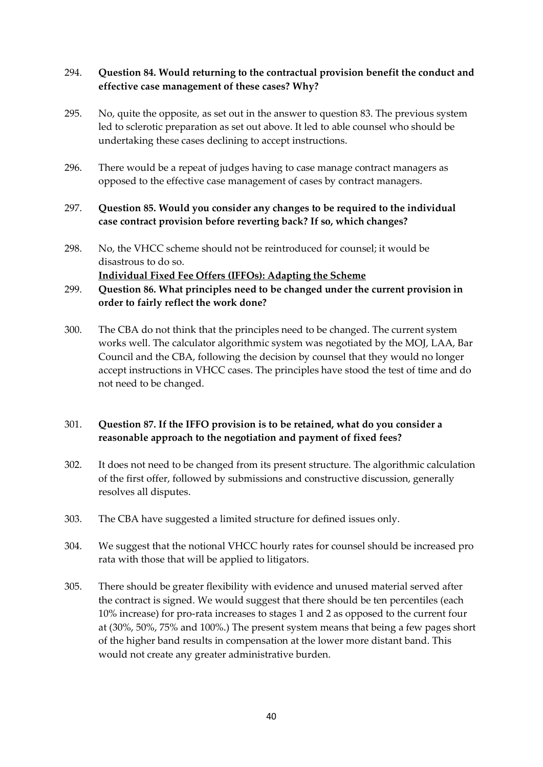294. **Question 84. Would returning to the contractual provision benefit the conduct and effective case management of these cases? Why?**

295. No, quite the opposite, as set out in the answer to question 83. The previous system led to sclerotic preparation as set out above. It led to able counsel who should be undertaking these cases declining to accept instructions.

296. There would be a repeat of judges having to case manage contract managers as opposed to the effective case management of cases by contract managers.

297. **Question 85. Would you consider any changes to be required to the individual case contract provision before reverting back? If so, which changes?**

298. No, the VHCC scheme should not be reintroduced for counsel; it would be disastrous to do so.

**<u>Individual Fixed Fee Offers (IFFOs): Adapting the Scheme</u>**

299. **Question 86. What principles need to be changed under the current provision in order to fairly reflect the work done?**

300. The CBA do not think that the principles need to be changed. The current system works well. The calculator algorithmic system was negotiated by the MOJ, LAA, Bar Council and the CBA, following the decision by counsel that they would no longer accept instructions in VHCC cases. The principles have stood the test of time and do not need to be changed.

301. **Question 87. If the IFFO provision is to be retained, what do you consider a reasonable approach to the negotiation and payment of fixed fees?**

302. It does not need to be changed from its present structure. The algorithmic calculation of the first offer, followed by submissions and constructive discussion, generally resolves all disputes.

303. The CBA have suggested a limited structure for defined issues only.

304. We suggest that the notional VHCC hourly rates for counsel should be increased pro rata with those that will be applied to litigators.

305. There should be greater flexibility with evidence and unused material served after the contract is signed. We would suggest that there should be ten percentiles (each 10% increase) for pro-rata increases to stages 1 and 2 as opposed to the current four at (30%, 50%, 75% and 100%.) The present system means that being a few pages short of the higher band results in compensation at the lower more distant band. This would not create any greater administrative burden.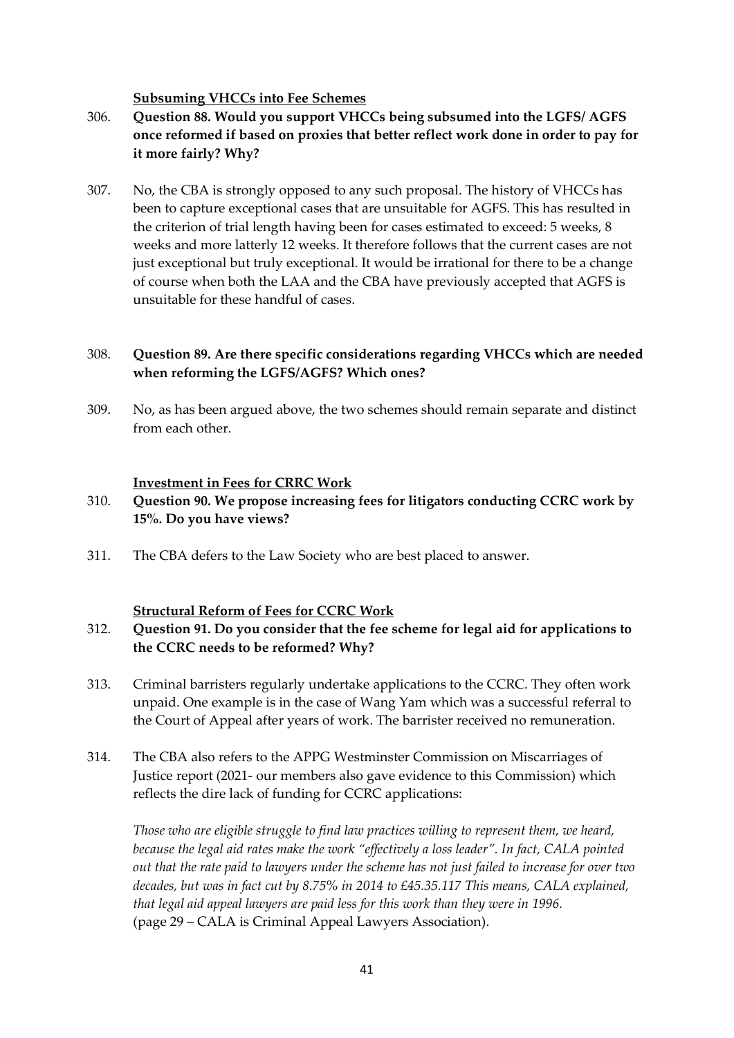**Subsuming VHCCs into Fee Schemes**

306. **Question 88. Would you support VHCCs being subsumed into the LGFS/ AGFS once reformed if based on proxies that better reflect work done in order to pay for it more fairly? Why?**

307. No, the CBA is strongly opposed to any such proposal. The history of VHCCs has been to capture exceptional cases that are unsuitable for AGFS. This has resulted in the criterion of trial length having been for cases estimated to exceed: 5 weeks, 8 weeks and more latterly 12 weeks. It therefore follows that the current cases are not just exceptional but truly exceptional. It would be irrational for there to be a change of course when both the LAA and the CBA have previously accepted that AGFS is unsuitable for these handful of cases.

308. **Question 89. Are there specific considerations regarding VHCCs which are needed when reforming the LGFS/AGFS? Which ones?**

309. No, as has been argued above, the two schemes should remain separate and distinct from each other.

**Investment in Fees for CRRC Work**

310. **Question 90. We propose increasing fees for litigators conducting CCRC work by 15%. Do you have views?**

311. The CBA defers to the Law Society who are best placed to answer.

**Structural Reform of Fees for CCRC Work**

312. **Question 91. Do you consider that the fee scheme for legal aid for applications to the CCRC needs to be reformed? Why?**

313. Criminal barristers regularly undertake applications to the CCRC. They often work unpaid. One example is in the case of Wang Yam which was a successful referral to the Court of Appeal after years of work. The barrister received no remuneration.

314. The CBA also refers to the APPG Westminster Commission on Miscarriages of Justice report (2021- our members also gave evidence to this Commission) which reflects the dire lack of funding for CCRC applications:

*Those who are eligible struggle to find law practices willing to represent them, we heard, because the legal aid rates make the work "effectively a loss leader". In fact, CALA pointed out that the rate paid to lawyers under the scheme has not just failed to increase for over two decades, but was in fact cut by 8.75% in 2014 to £45.35.117 This means, CALA explained, that legal aid appeal lawyers are paid less for this work than they were in 1996.*
(page 29 – CALA is Criminal Appeal Lawyers Association).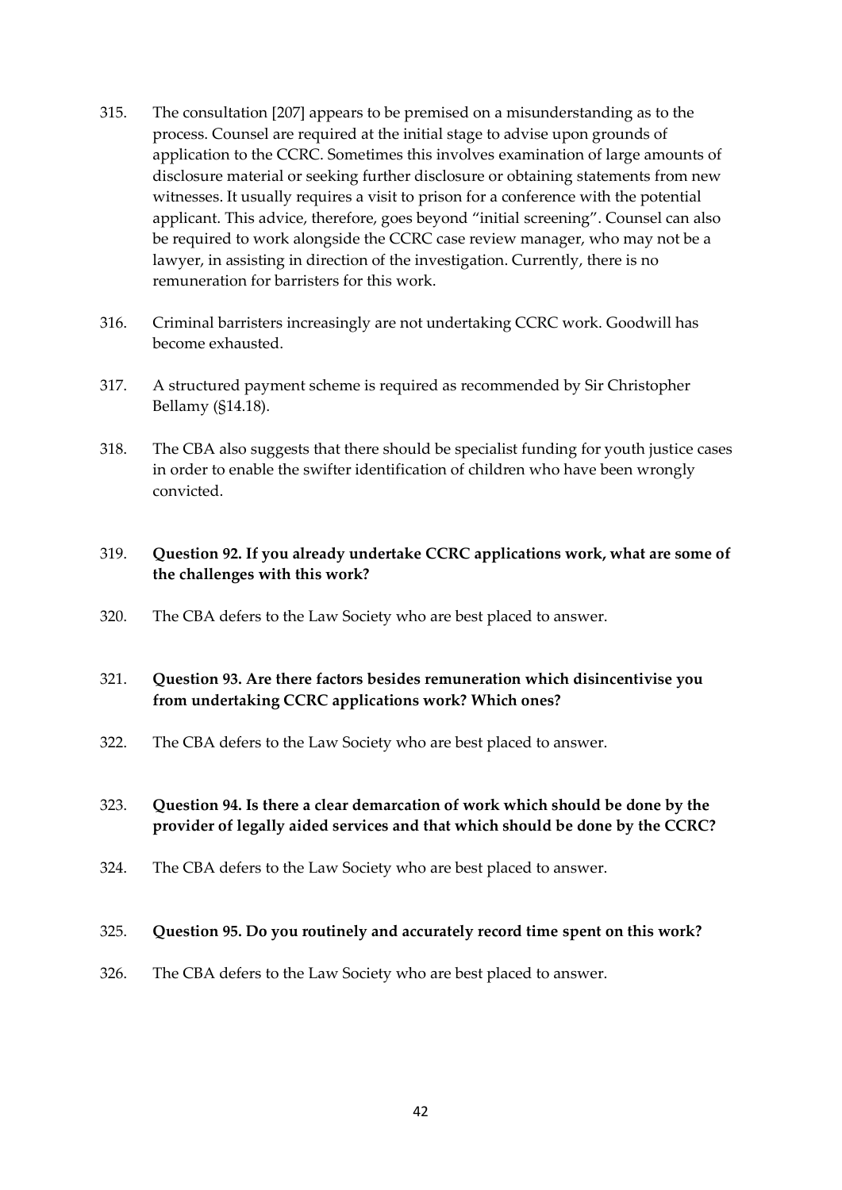315. The consultation [207] appears to be premised on a misunderstanding as to the process. Counsel are required at the initial stage to advise upon grounds of application to the CCRC. Sometimes this involves examination of large amounts of disclosure material or seeking further disclosure or obtaining statements from new witnesses. It usually requires a visit to prison for a conference with the potential applicant. This advice, therefore, goes beyond "initial screening". Counsel can also be required to work alongside the CCRC case review manager, who may not be a lawyer, in assisting in direction of the investigation. Currently, there is no remuneration for barristers for this work.

316. Criminal barristers increasingly are not undertaking CCRC work. Goodwill has become exhausted.

317. A structured payment scheme is required as recommended by Sir Christopher Bellamy (§14.18).

318. The CBA also suggests that there should be specialist funding for youth justice cases in order to enable the swifter identification of children who have been wrongly convicted.

319. **Question 92. If you already undertake CCRC applications work, what are some of the challenges with this work?**

320. The CBA defers to the Law Society who are best placed to answer.

321. **Question 93. Are there factors besides remuneration which disincentivise you from undertaking CCRC applications work? Which ones?**

322. The CBA defers to the Law Society who are best placed to answer.

323. **Question 94. Is there a clear demarcation of work which should be done by the provider of legally aided services and that which should be done by the CCRC?**

324. The CBA defers to the Law Society who are best placed to answer.

325. **Question 95. Do you routinely and accurately record time spent on this work?**

326. The CBA defers to the Law Society who are best placed to answer.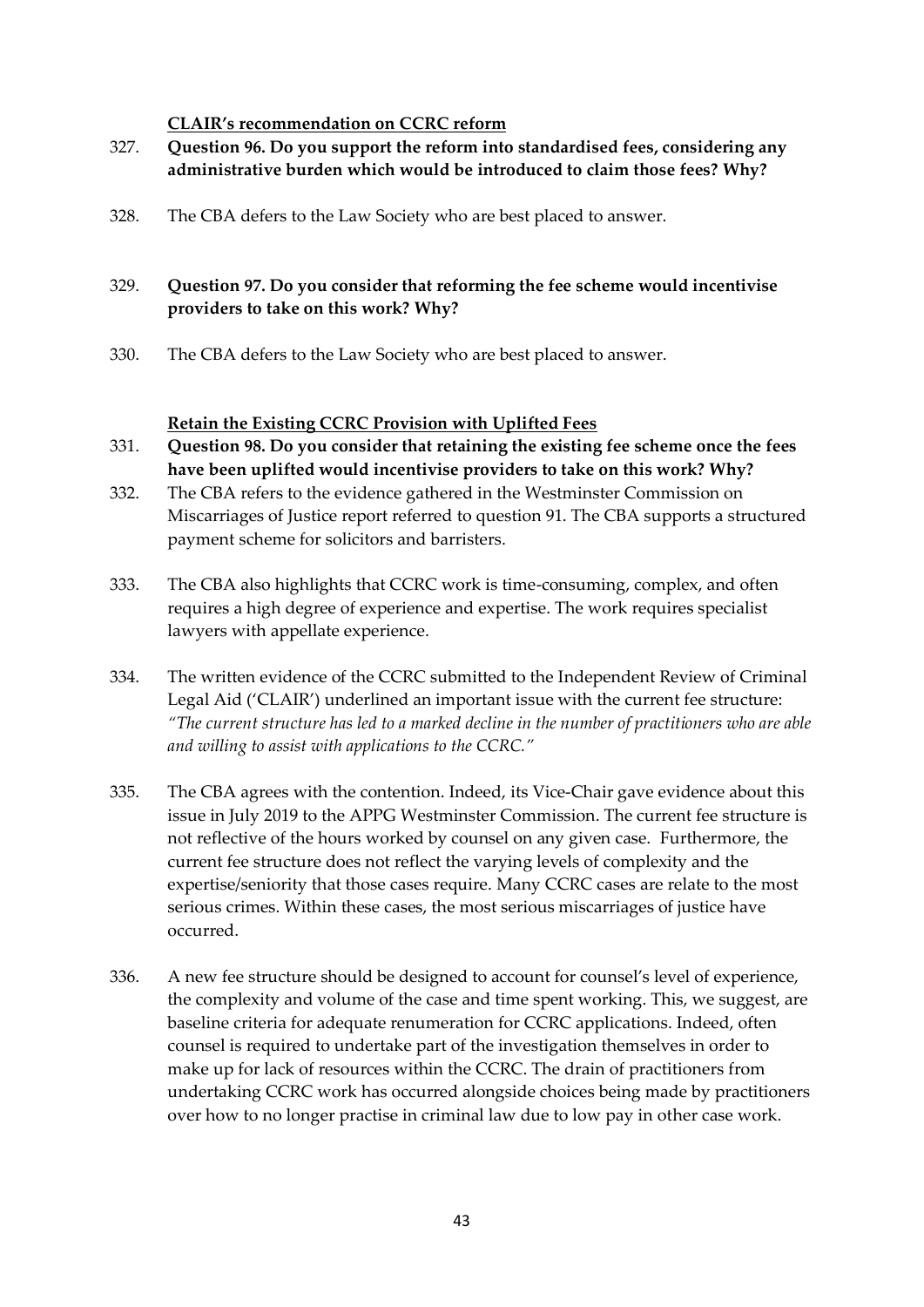**CLAIR's recommendation on CCRC reform**

327. **Question 96. Do you support the reform into standardised fees, considering any administrative burden which would be introduced to claim those fees? Why?**

328. The CBA defers to the Law Society who are best placed to answer.

329. **Question 97. Do you consider that reforming the fee scheme would incentivise providers to take on this work? Why?**

330. The CBA defers to the Law Society who are best placed to answer.

**Retain the Existing CCRC Provision with Uplifted Fees**

331. **Question 98. Do you consider that retaining the existing fee scheme once the fees have been uplifted would incentivise providers to take on this work? Why?**

332. The CBA refers to the evidence gathered in the Westminster Commission on Miscarriages of Justice report referred to question 91. The CBA supports a structured payment scheme for solicitors and barristers.

333. The CBA also highlights that CCRC work is time-consuming, complex, and often requires a high degree of experience and expertise. The work requires specialist lawyers with appellate experience.

334. The written evidence of the CCRC submitted to the Independent Review of Criminal Legal Aid ('CLAIR') underlined an important issue with the current fee structure: *"The current structure has led to a marked decline in the number of practitioners who are able and willing to assist with applications to the CCRC."*

335. The CBA agrees with the contention. Indeed, its Vice-Chair gave evidence about this issue in July 2019 to the APPG Westminster Commission. The current fee structure is not reflective of the hours worked by counsel on any given case. Furthermore, the current fee structure does not reflect the varying levels of complexity and the expertise/seniority that those cases require. Many CCRC cases are relate to the most serious crimes. Within these cases, the most serious miscarriages of justice have occurred.

336. A new fee structure should be designed to account for counsel's level of experience, the complexity and volume of the case and time spent working. This, we suggest, are baseline criteria for adequate renumeration for CCRC applications. Indeed, often counsel is required to undertake part of the investigation themselves in order to make up for lack of resources within the CCRC. The drain of practitioners from undertaking CCRC work has occurred alongside choices being made by practitioners over how to no longer practise in criminal law due to low pay in other case work.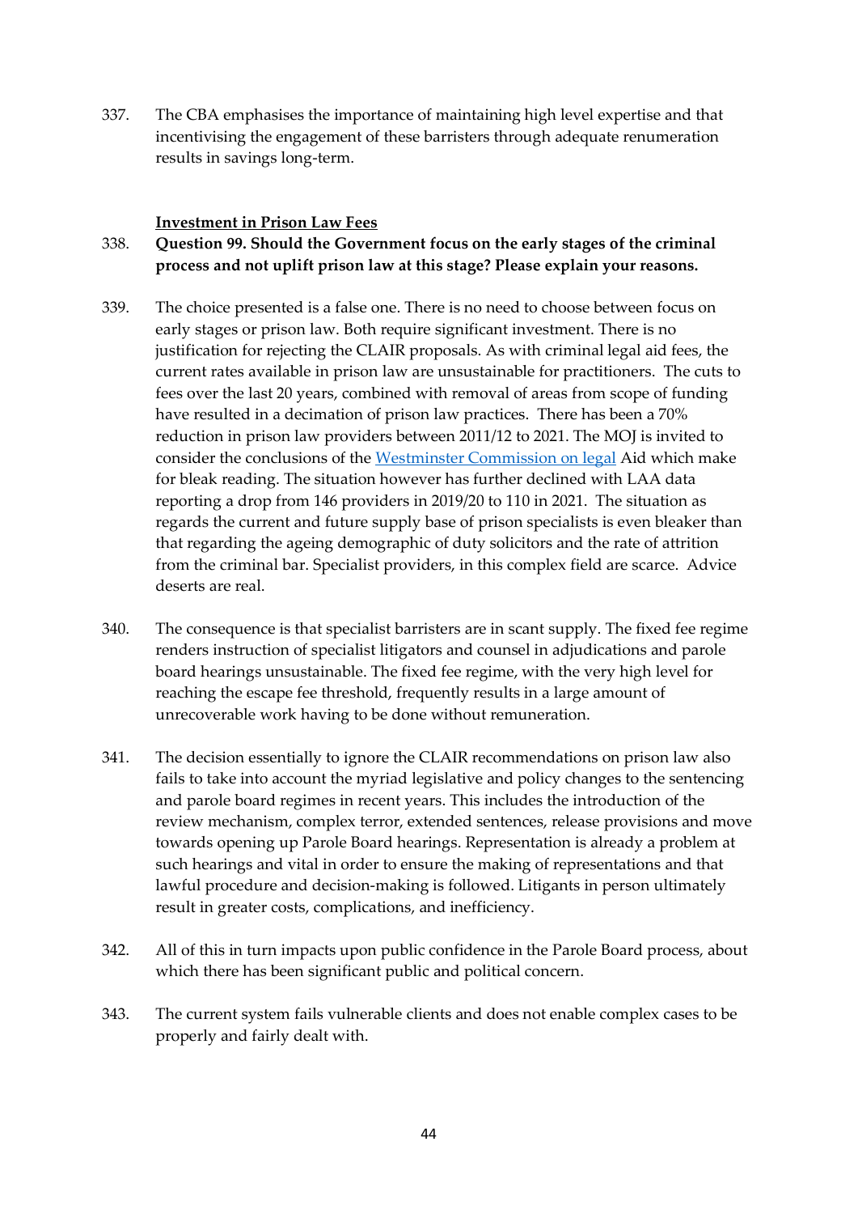337. The CBA emphasises the importance of maintaining high level expertise and that incentivising the engagement of these barristers through adequate renumeration results in savings long-term.

**Investment in Prison Law Fees**

338. **Question 99. Should the Government focus on the early stages of the criminal process and not uplift prison law at this stage? Please explain your reasons.**

339. The choice presented is a false one. There is no need to choose between focus on early stages or prison law. Both require significant investment. There is no justification for rejecting the CLAIR proposals. As with criminal legal aid fees, the current rates available in prison law are unsustainable for practitioners. The cuts to fees over the last 20 years, combined with removal of areas from scope of funding have resulted in a decimation of prison law practices. There has been a 70% reduction in prison law providers between 2011/12 to 2021. The MOJ is invited to consider the conclusions of the [Westminster Commission on legal](#) Aid which make for bleak reading. The situation however has further declined with LAA data reporting a drop from 146 providers in 2019/20 to 110 in 2021. The situation as regards the current and future supply base of prison specialists is even bleaker than that regarding the ageing demographic of duty solicitors and the rate of attrition from the criminal bar. Specialist providers, in this complex field are scarce. Advice deserts are real.

340. The consequence is that specialist barristers are in scant supply. The fixed fee regime renders instruction of specialist litigators and counsel in adjudications and parole board hearings unsustainable. The fixed fee regime, with the very high level for reaching the escape fee threshold, frequently results in a large amount of unrecoverable work having to be done without remuneration.

341. The decision essentially to ignore the CLAIR recommendations on prison law also fails to take into account the myriad legislative and policy changes to the sentencing and parole board regimes in recent years. This includes the introduction of the review mechanism, complex terror, extended sentences, release provisions and move towards opening up Parole Board hearings. Representation is already a problem at such hearings and vital in order to ensure the making of representations and that lawful procedure and decision-making is followed. Litigants in person ultimately result in greater costs, complications, and inefficiency.

342. All of this in turn impacts upon public confidence in the Parole Board process, about which there has been significant public and political concern.

343. The current system fails vulnerable clients and does not enable complex cases to be properly and fairly dealt with.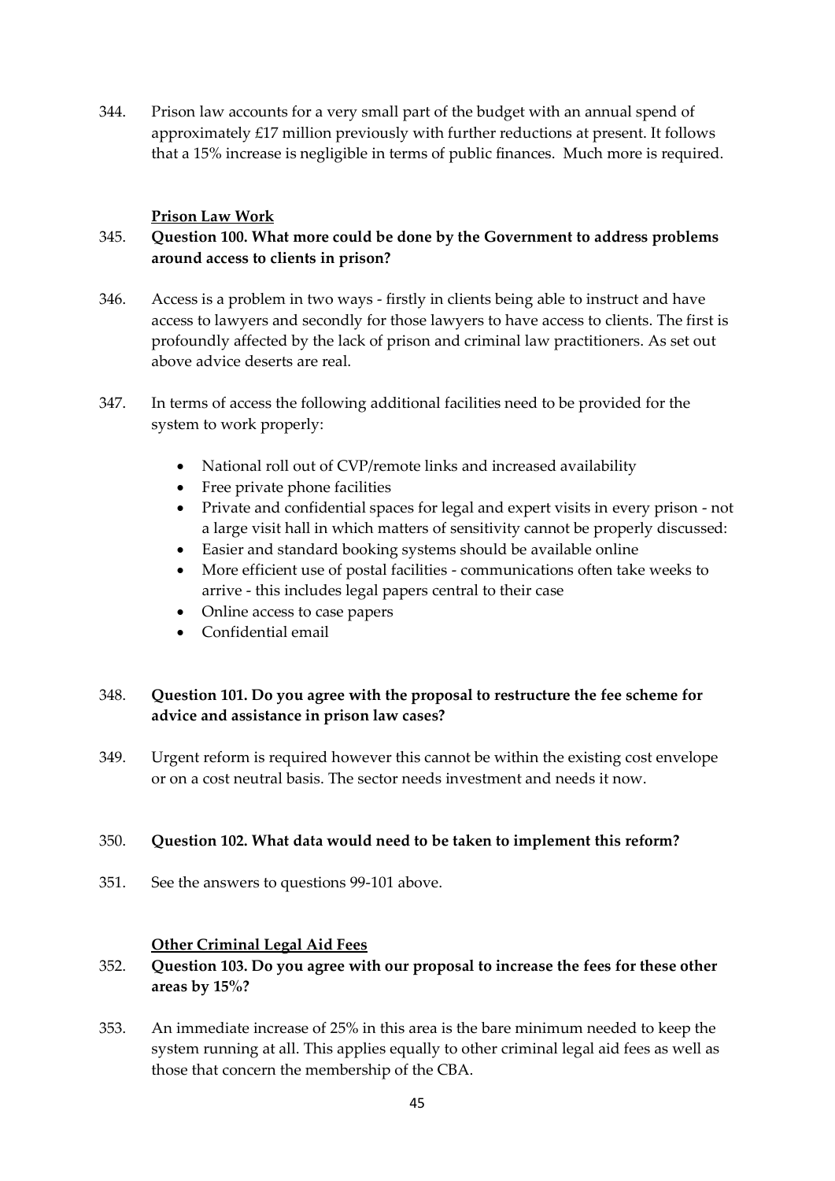344. Prison law accounts for a very small part of the budget with an annual spend of approximately £17 million previously with further reductions at present. It follows that a 15% increase is negligible in terms of public finances. Much more is required.

**Prison Law Work**

345. **Question 100. What more could be done by the Government to address problems around access to clients in prison?**

346. Access is a problem in two ways - firstly in clients being able to instruct and have access to lawyers and secondly for those lawyers to have access to clients. The first is profoundly affected by the lack of prison and criminal law practitioners. As set out above advice deserts are real.

347. In terms of access the following additional facilities need to be provided for the system to work properly:

- National roll out of CVP/remote links and increased availability
- Free private phone facilities
- Private and confidential spaces for legal and expert visits in every prison - not a large visit hall in which matters of sensitivity cannot be properly discussed:
- Easier and standard booking systems should be available online
- More efficient use of postal facilities - communications often take weeks to arrive - this includes legal papers central to their case
- Online access to case papers
- Confidential email

348. **Question 101. Do you agree with the proposal to restructure the fee scheme for advice and assistance in prison law cases?**

349. Urgent reform is required however this cannot be within the existing cost envelope or on a cost neutral basis. The sector needs investment and needs it now.

350. **Question 102. What data would need to be taken to implement this reform?**

351. See the answers to questions 99-101 above.

**Other Criminal Legal Aid Fees**

352. **Question 103. Do you agree with our proposal to increase the fees for these other areas by 15%?**

353. An immediate increase of 25% in this area is the bare minimum needed to keep the system running at all. This applies equally to other criminal legal aid fees as well as those that concern the membership of the CBA.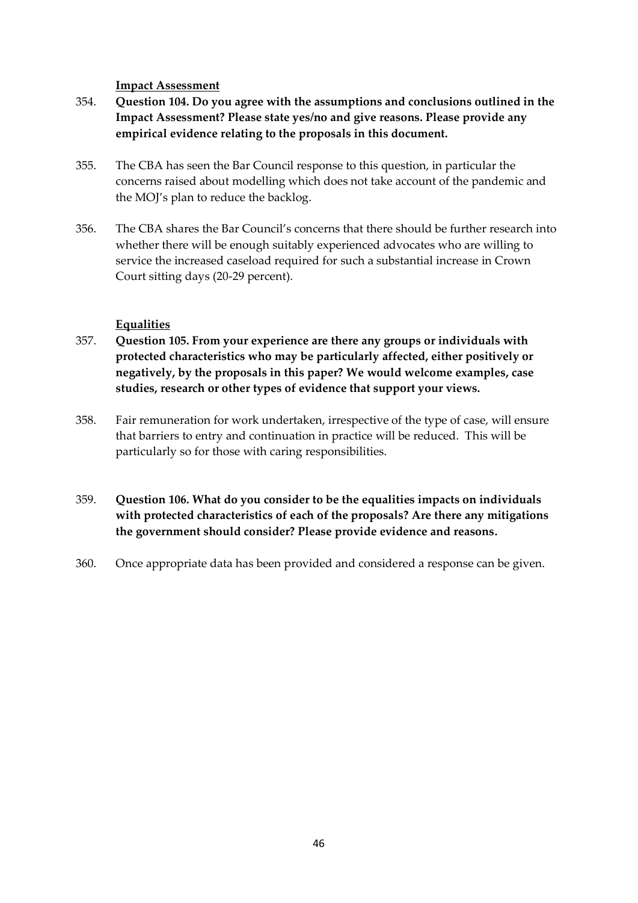**Impact Assessment**

354. **Question 104. Do you agree with the assumptions and conclusions outlined in the Impact Assessment? Please state yes/no and give reasons. Please provide any empirical evidence relating to the proposals in this document.**

355. The CBA has seen the Bar Council response to this question, in particular the concerns raised about modelling which does not take account of the pandemic and the MOJ's plan to reduce the backlog.

356. The CBA shares the Bar Council's concerns that there should be further research into whether there will be enough suitably experienced advocates who are willing to service the increased caseload required for such a substantial increase in Crown Court sitting days (20-29 percent).

**Equalities**

357. **Question 105. From your experience are there any groups or individuals with protected characteristics who may be particularly affected, either positively or negatively, by the proposals in this paper? We would welcome examples, case studies, research or other types of evidence that support your views.**

358. Fair remuneration for work undertaken, irrespective of the type of case, will ensure that barriers to entry and continuation in practice will be reduced. This will be particularly so for those with caring responsibilities.

359. **Question 106. What do you consider to be the equalities impacts on individuals with protected characteristics of each of the proposals? Are there any mitigations the government should consider? Please provide evidence and reasons.**

360. Once appropriate data has been provided and considered a response can be given.